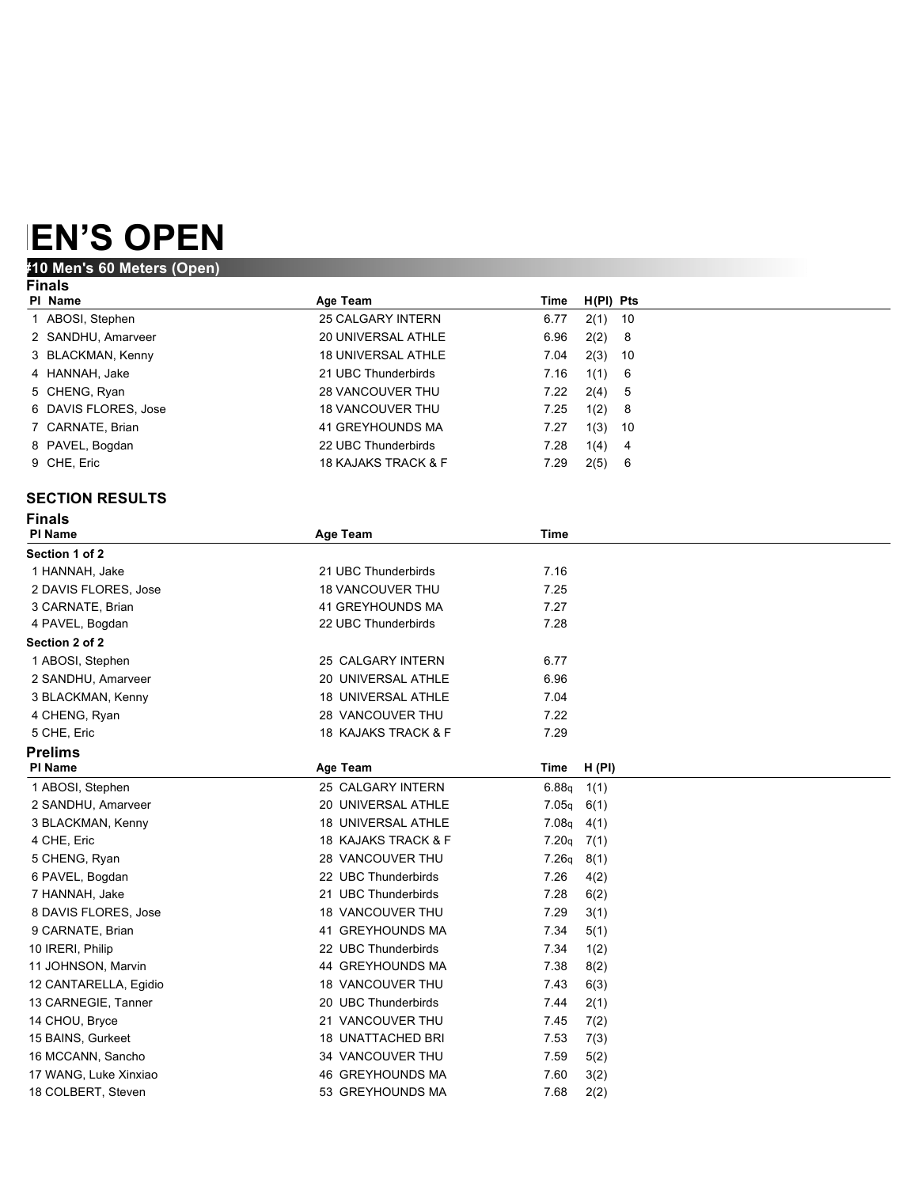# EN'S OPEN

## #10 Men's 60 Meters (Open)

### Finals

| Pl | Name | Age | Team | Time | H(Pl) | Pts |
|---|---|---|---|---|---|---|
| 1 | ABOSI, Stephen | 25 | CALGARY INTERN | 6.77 | 2(1) | 10 |
| 2 | SANDHU, Amarveer | 20 | UNIVERSAL ATHLE | 6.96 | 2(2) | 8 |
| 3 | BLACKMAN, Kenny | 18 | UNIVERSAL ATHLE | 7.04 | 2(3) | 10 |
| 4 | HANNAH, Jake | 21 | UBC Thunderbirds | 7.16 | 1(1) | 6 |
| 5 | CHENG, Ryan | 28 | VANCOUVER THU | 7.22 | 2(4) | 5 |
| 6 | DAVIS FLORES, Jose | 18 | VANCOUVER THU | 7.25 | 1(2) | 8 |
| 7 | CARNATE, Brian | 41 | GREYHOUNDS MA | 7.27 | 1(3) | 10 |
| 8 | PAVEL, Bogdan | 22 | UBC Thunderbirds | 7.28 | 1(4) | 4 |
| 9 | CHE, Eric | 18 | KAJAKS TRACK & F | 7.29 | 2(5) | 6 |

## SECTION RESULTS

### Finals

| Pl | Name | Age | Team | Time |
|---|---|---|---|---|
| **Section 1 of 2** | | | | |
| 1 | HANNAH, Jake | 21 | UBC Thunderbirds | 7.16 |
| 2 | DAVIS FLORES, Jose | 18 | VANCOUVER THU | 7.25 |
| 3 | CARNATE, Brian | 41 | GREYHOUNDS MA | 7.27 |
| 4 | PAVEL, Bogdan | 22 | UBC Thunderbirds | 7.28 |
| **Section 2 of 2** | | | | |
| 1 | ABOSI, Stephen | 25 | CALGARY INTERN | 6.77 |
| 2 | SANDHU, Amarveer | 20 | UNIVERSAL ATHLE | 6.96 |
| 3 | BLACKMAN, Kenny | 18 | UNIVERSAL ATHLE | 7.04 |
| 4 | CHENG, Ryan | 28 | VANCOUVER THU | 7.22 |
| 5 | CHE, Eric | 18 | KAJAKS TRACK & F | 7.29 |

### Prelims

| Pl | Name | Age | Team | Time | H (Pl) |
|---|---|---|---|---|---|
| 1 | ABOSI, Stephen | 25 | CALGARY INTERN | 6.88q | 1(1) |
| 2 | SANDHU, Amarveer | 20 | UNIVERSAL ATHLE | 7.05q | 6(1) |
| 3 | BLACKMAN, Kenny | 18 | UNIVERSAL ATHLE | 7.08q | 4(1) |
| 4 | CHE, Eric | 18 | KAJAKS TRACK & F | 7.20q | 7(1) |
| 5 | CHENG, Ryan | 28 | VANCOUVER THU | 7.26q | 8(1) |
| 6 | PAVEL, Bogdan | 22 | UBC Thunderbirds | 7.26 | 4(2) |
| 7 | HANNAH, Jake | 21 | UBC Thunderbirds | 7.28 | 6(2) |
| 8 | DAVIS FLORES, Jose | 18 | VANCOUVER THU | 7.29 | 3(1) |
| 9 | CARNATE, Brian | 41 | GREYHOUNDS MA | 7.34 | 5(1) |
| 10 | IRERI, Philip | 22 | UBC Thunderbirds | 7.34 | 1(2) |
| 11 | JOHNSON, Marvin | 44 | GREYHOUNDS MA | 7.38 | 8(2) |
| 12 | CANTARELLA, Egidio | 18 | VANCOUVER THU | 7.43 | 6(3) |
| 13 | CARNEGIE, Tanner | 20 | UBC Thunderbirds | 7.44 | 2(1) |
| 14 | CHOU, Bryce | 21 | VANCOUVER THU | 7.45 | 7(2) |
| 15 | BAINS, Gurkeet | 18 | UNATTACHED BRI | 7.53 | 7(3) |
| 16 | MCCANN, Sancho | 34 | VANCOUVER THU | 7.59 | 5(2) |
| 17 | WANG, Luke Xinxiao | 46 | GREYHOUNDS MA | 7.60 | 3(2) |
| 18 | COLBERT, Steven | 53 | GREYHOUNDS MA | 7.68 | 2(2) |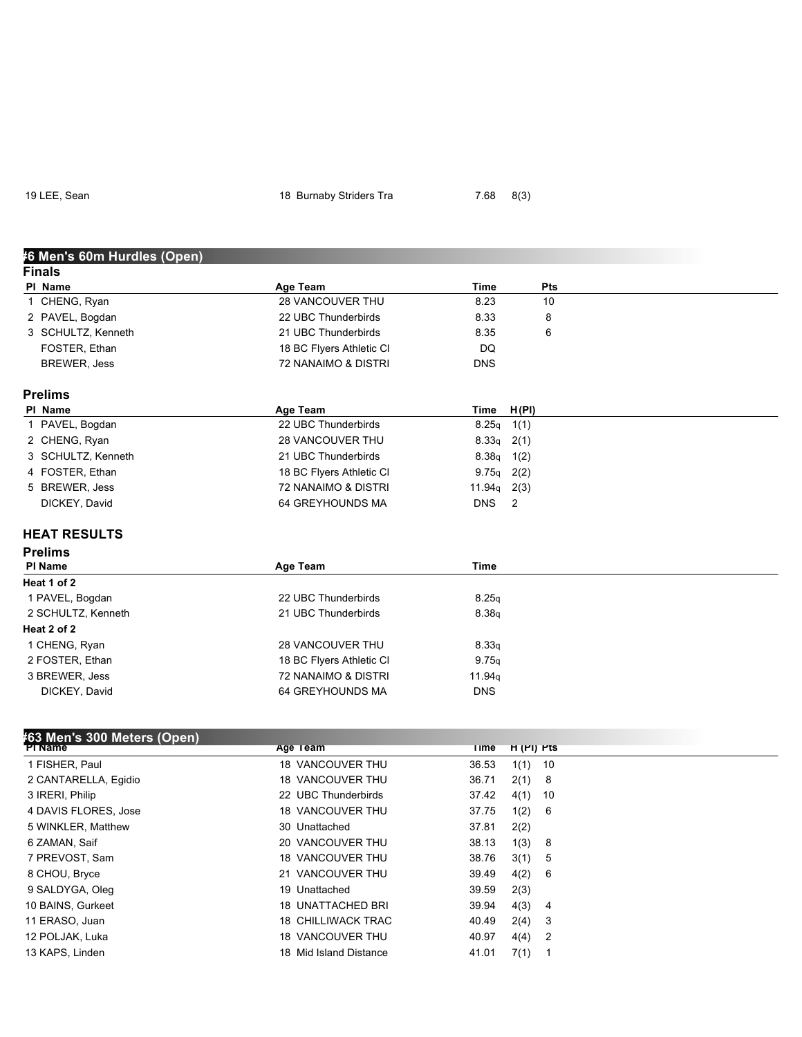| | | | |
|---|---|---|---|
| 19 LEE, Sean | 18 Burnaby Striders Tra | 7.68 | 8(3) |

## #6 Men's 60m Hurdles (Open)

### Finals

| Pl | Name | Age Team | Time | Pts |
|---|---|---|---|---|
| 1 | CHENG, Ryan | 28 VANCOUVER THU | 8.23 | 10 |
| 2 | PAVEL, Bogdan | 22 UBC Thunderbirds | 8.33 | 8 |
| 3 | SCHULTZ, Kenneth | 21 UBC Thunderbirds | 8.35 | 6 |
| | FOSTER, Ethan | 18 BC Flyers Athletic Cl | DQ | |
| | BREWER, Jess | 72 NANAIMO & DISTRI | DNS | |

### Prelims

| Pl | Name | Age Team | Time | H(Pl) |
|---|---|---|---|---|
| 1 | PAVEL, Bogdan | 22 UBC Thunderbirds | 8.25q | 1(1) |
| 2 | CHENG, Ryan | 28 VANCOUVER THU | 8.33q | 2(1) |
| 3 | SCHULTZ, Kenneth | 21 UBC Thunderbirds | 8.38q | 1(2) |
| 4 | FOSTER, Ethan | 18 BC Flyers Athletic Cl | 9.75q | 2(2) |
| 5 | BREWER, Jess | 72 NANAIMO & DISTRI | 11.94q | 2(3) |
| | DICKEY, David | 64 GREYHOUNDS MA | DNS | 2 |

### HEAT RESULTS

### Prelims

| Pl Name | Age Team | Time |
|---|---|---|
| **Heat 1 of 2** | | |
| 1 PAVEL, Bogdan | 22 UBC Thunderbirds | 8.25q |
| 2 SCHULTZ, Kenneth | 21 UBC Thunderbirds | 8.38q |
| **Heat 2 of 2** | | |
| 1 CHENG, Ryan | 28 VANCOUVER THU | 8.33q |
| 2 FOSTER, Ethan | 18 BC Flyers Athletic Cl | 9.75q |
| 3 BREWER, Jess | 72 NANAIMO & DISTRI | 11.94q |
| DICKEY, David | 64 GREYHOUNDS MA | DNS |

## #63 Men's 300 Meters (Open)

| Pl Name | Age Team | Time | H (Pl) | Pts |
|---|---|---|---|---|
| 1 FISHER, Paul | 18 VANCOUVER THU | 36.53 | 1(1) | 10 |
| 2 CANTARELLA, Egidio | 18 VANCOUVER THU | 36.71 | 2(1) | 8 |
| 3 IRERI, Philip | 22 UBC Thunderbirds | 37.42 | 4(1) | 10 |
| 4 DAVIS FLORES, Jose | 18 VANCOUVER THU | 37.75 | 1(2) | 6 |
| 5 WINKLER, Matthew | 30 Unattached | 37.81 | 2(2) | |
| 6 ZAMAN, Saif | 20 VANCOUVER THU | 38.13 | 1(3) | 8 |
| 7 PREVOST, Sam | 18 VANCOUVER THU | 38.76 | 3(1) | 5 |
| 8 CHOU, Bryce | 21 VANCOUVER THU | 39.49 | 4(2) | 6 |
| 9 SALDYGA, Oleg | 19 Unattached | 39.59 | 2(3) | |
| 10 BAINS, Gurkeet | 18 UNATTACHED BRI | 39.94 | 4(3) | 4 |
| 11 ERASO, Juan | 18 CHILLIWACK TRAC | 40.49 | 2(4) | 3 |
| 12 POLJAK, Luka | 18 VANCOUVER THU | 40.97 | 4(4) | 2 |
| 13 KAPS, Linden | 18 Mid Island Distance | 41.01 | 7(1) | 1 |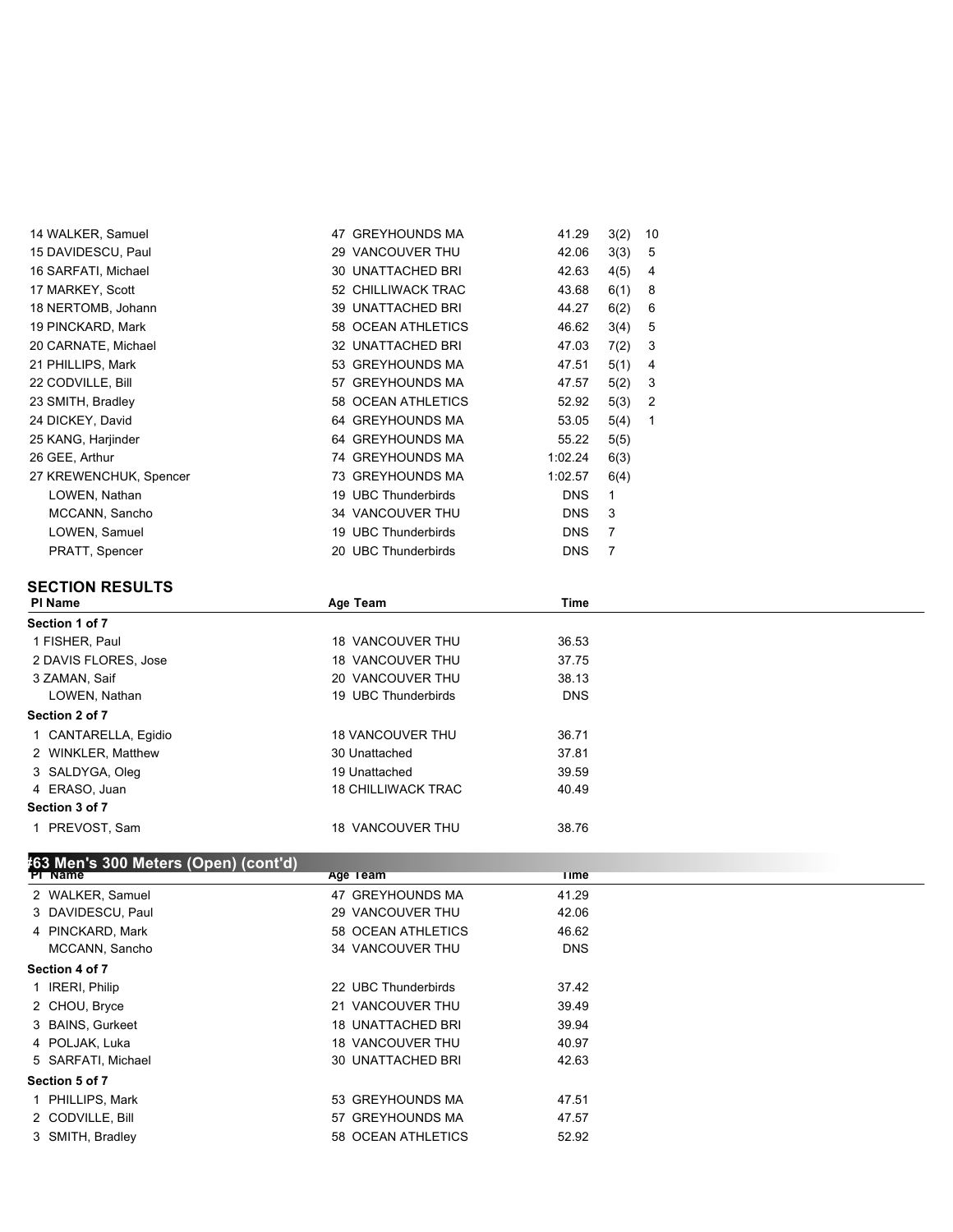| | | | | | |
|---|---|---|---|---|---|
| 14 | WALKER, Samuel | 47 GREYHOUNDS MA | 41.29 | 3(2) | 10 |
| 15 | DAVIDESCU, Paul | 29 VANCOUVER THU | 42.06 | 3(3) | 5 |
| 16 | SARFATI, Michael | 30 UNATTACHED BRI | 42.63 | 4(5) | 4 |
| 17 | MARKEY, Scott | 52 CHILLIWACK TRAC | 43.68 | 6(1) | 8 |
| 18 | NERTOMB, Johann | 39 UNATTACHED BRI | 44.27 | 6(2) | 6 |
| 19 | PINCKARD, Mark | 58 OCEAN ATHLETICS | 46.62 | 3(4) | 5 |
| 20 | CARNATE, Michael | 32 UNATTACHED BRI | 47.03 | 7(2) | 3 |
| 21 | PHILLIPS, Mark | 53 GREYHOUNDS MA | 47.51 | 5(1) | 4 |
| 22 | CODVILLE, Bill | 57 GREYHOUNDS MA | 47.57 | 5(2) | 3 |
| 23 | SMITH, Bradley | 58 OCEAN ATHLETICS | 52.92 | 5(3) | 2 |
| 24 | DICKEY, David | 64 GREYHOUNDS MA | 53.05 | 5(4) | 1 |
| 25 | KANG, Harjinder | 64 GREYHOUNDS MA | 55.22 | 5(5) | |
| 26 | GEE, Arthur | 74 GREYHOUNDS MA | 1:02.24 | 6(3) | |
| 27 | KREWENCHUK, Spencer | 73 GREYHOUNDS MA | 1:02.57 | 6(4) | |
| | LOWEN, Nathan | 19 UBC Thunderbirds | DNS | 1 | |
| | MCCANN, Sancho | 34 VANCOUVER THU | DNS | 3 | |
| | LOWEN, Samuel | 19 UBC Thunderbirds | DNS | 7 | |
| | PRATT, Spencer | 20 UBC Thunderbirds | DNS | 7 | |

## SECTION RESULTS

| Pl | Name | Age Team | Time |
|---|---|---|---|
| **Section 1 of 7** | | | |
| 1 | FISHER, Paul | 18 VANCOUVER THU | 36.53 |
| 2 | DAVIS FLORES, Jose | 18 VANCOUVER THU | 37.75 |
| 3 | ZAMAN, Saif | 20 VANCOUVER THU | 38.13 |
| | LOWEN, Nathan | 19 UBC Thunderbirds | DNS |
| **Section 2 of 7** | | | |
| 1 | CANTARELLA, Egidio | 18 VANCOUVER THU | 36.71 |
| 2 | WINKLER, Matthew | 30 Unattached | 37.81 |
| 3 | SALDYGA, Oleg | 19 Unattached | 39.59 |
| 4 | ERASO, Juan | 18 CHILLIWACK TRAC | 40.49 |
| **Section 3 of 7** | | | |
| 1 | PREVOST, Sam | 18 VANCOUVER THU | 38.76 |

## #63 Men's 300 Meters (Open) (cont'd)

| Pl | Name | Age Team | Time |
|---|---|---|---|
| 2 | WALKER, Samuel | 47 GREYHOUNDS MA | 41.29 |
| 3 | DAVIDESCU, Paul | 29 VANCOUVER THU | 42.06 |
| 4 | PINCKARD, Mark | 58 OCEAN ATHLETICS | 46.62 |
| | MCCANN, Sancho | 34 VANCOUVER THU | DNS |
| **Section 4 of 7** | | | |
| 1 | IRERI, Philip | 22 UBC Thunderbirds | 37.42 |
| 2 | CHOU, Bryce | 21 VANCOUVER THU | 39.49 |
| 3 | BAINS, Gurkeet | 18 UNATTACHED BRI | 39.94 |
| 4 | POLJAK, Luka | 18 VANCOUVER THU | 40.97 |
| 5 | SARFATI, Michael | 30 UNATTACHED BRI | 42.63 |
| **Section 5 of 7** | | | |
| 1 | PHILLIPS, Mark | 53 GREYHOUNDS MA | 47.51 |
| 2 | CODVILLE, Bill | 57 GREYHOUNDS MA | 47.57 |
| 3 | SMITH, Bradley | 58 OCEAN ATHLETICS | 52.92 |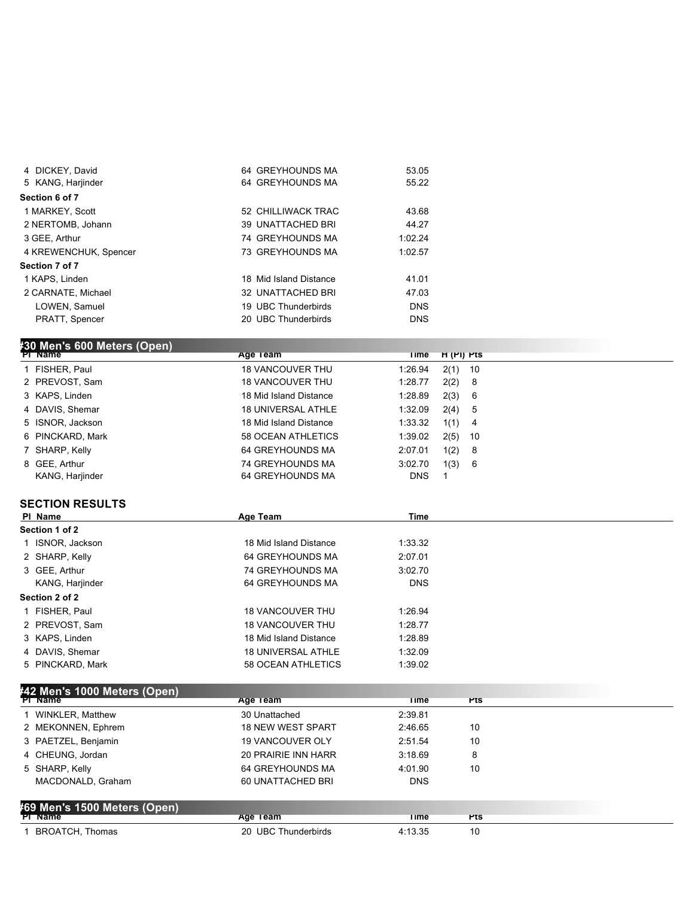| Pl | Name | Age | Team | Time |
|---|---|---|---|---|
| 4 | DICKEY, David | 64 | GREYHOUNDS MA | 53.05 |
| 5 | KANG, Harjinder | 64 | GREYHOUNDS MA | 55.22 |
| **Section 6 of 7** | | | | |
| 1 | MARKEY, Scott | 52 | CHILLIWACK TRAC | 43.68 |
| 2 | NERTOMB, Johann | 39 | UNATTACHED BRI | 44.27 |
| 3 | GEE, Arthur | 74 | GREYHOUNDS MA | 1:02.24 |
| 4 | KREWENCHUK, Spencer | 73 | GREYHOUNDS MA | 1:02.57 |
| **Section 7 of 7** | | | | |
| 1 | KAPS, Linden | 18 | Mid Island Distance | 41.01 |
| 2 | CARNATE, Michael | 32 | UNATTACHED BRI | 47.03 |
| | LOWEN, Samuel | 19 | UBC Thunderbirds | DNS |
| | PRATT, Spencer | 20 | UBC Thunderbirds | DNS |

## #30 Men's 600 Meters (Open)

| Pl | Name | Age | Team | Time | H (Pl) | Pts |
|---|---|---|---|---|---|---|
| 1 | FISHER, Paul | 18 | VANCOUVER THU | 1:26.94 | 2(1) | 10 |
| 2 | PREVOST, Sam | 18 | VANCOUVER THU | 1:28.77 | 2(2) | 8 |
| 3 | KAPS, Linden | 18 | Mid Island Distance | 1:28.89 | 2(3) | 6 |
| 4 | DAVIS, Shemar | 18 | UNIVERSAL ATHLE | 1:32.09 | 2(4) | 5 |
| 5 | ISNOR, Jackson | 18 | Mid Island Distance | 1:33.32 | 1(1) | 4 |
| 6 | PINCKARD, Mark | 58 | OCEAN ATHLETICS | 1:39.02 | 2(5) | 10 |
| 7 | SHARP, Kelly | 64 | GREYHOUNDS MA | 2:07.01 | 1(2) | 8 |
| 8 | GEE, Arthur | 74 | GREYHOUNDS MA | 3:02.70 | 1(3) | 6 |
| | KANG, Harjinder | 64 | GREYHOUNDS MA | DNS | 1 | |

### SECTION RESULTS

| Pl | Name | Age | Team | Time |
|---|---|---|---|---|
| **Section 1 of 2** | | | | |
| 1 | ISNOR, Jackson | 18 | Mid Island Distance | 1:33.32 |
| 2 | SHARP, Kelly | 64 | GREYHOUNDS MA | 2:07.01 |
| 3 | GEE, Arthur | 74 | GREYHOUNDS MA | 3:02.70 |
| | KANG, Harjinder | 64 | GREYHOUNDS MA | DNS |
| **Section 2 of 2** | | | | |
| 1 | FISHER, Paul | 18 | VANCOUVER THU | 1:26.94 |
| 2 | PREVOST, Sam | 18 | VANCOUVER THU | 1:28.77 |
| 3 | KAPS, Linden | 18 | Mid Island Distance | 1:28.89 |
| 4 | DAVIS, Shemar | 18 | UNIVERSAL ATHLE | 1:32.09 |
| 5 | PINCKARD, Mark | 58 | OCEAN ATHLETICS | 1:39.02 |

## #42 Men's 1000 Meters (Open)

| Pl | Name | Age | Team | Time | Pts |
|---|---|---|---|---|---|
| 1 | WINKLER, Matthew | 30 | Unattached | 2:39.81 | |
| 2 | MEKONNEN, Ephrem | 18 | NEW WEST SPART | 2:46.65 | 10 |
| 3 | PAETZEL, Benjamin | 19 | VANCOUVER OLY | 2:51.54 | 10 |
| 4 | CHEUNG, Jordan | 20 | PRAIRIE INN HARR | 3:18.69 | 8 |
| 5 | SHARP, Kelly | 64 | GREYHOUNDS MA | 4:01.90 | 10 |
| | MACDONALD, Graham | 60 | UNATTACHED BRI | DNS | |

## #69 Men's 1500 Meters (Open)

| Pl | Name | Age | Team | Time | Pts |
|---|---|---|---|---|---|
| 1 | BROATCH, Thomas | 20 | UBC Thunderbirds | 4:13.35 | 10 |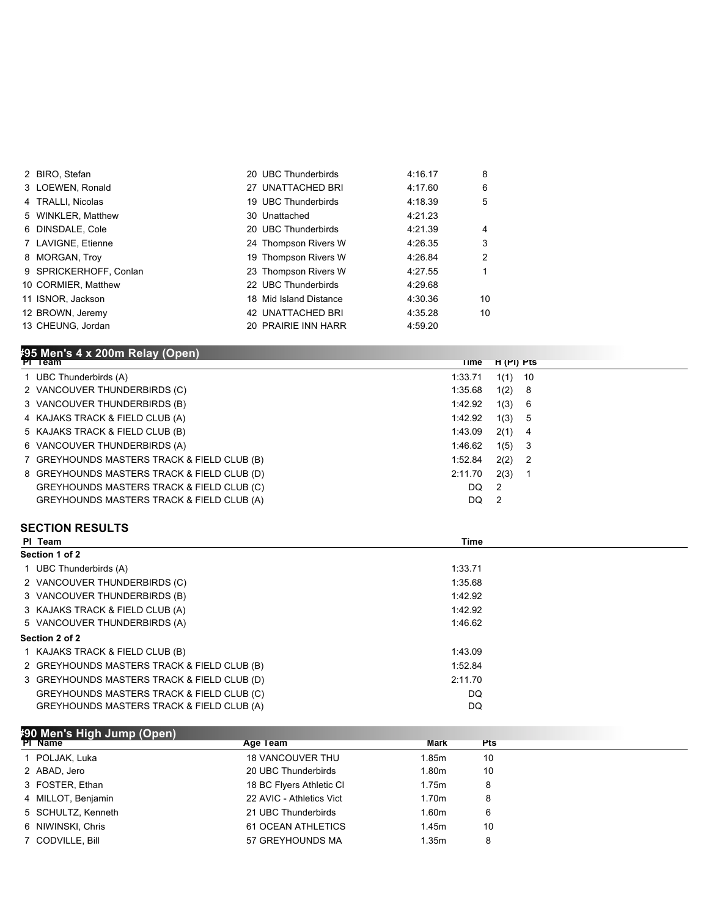| Pl | Name | Age | Team | Time | Pts |
|---|---|---|---|---|---|
| 2 | BIRO, Stefan | 20 | UBC Thunderbirds | 4:16.17 | 8 |
| 3 | LOEWEN, Ronald | 27 | UNATTACHED BRI | 4:17.60 | 6 |
| 4 | TRALLI, Nicolas | 19 | UBC Thunderbirds | 4:18.39 | 5 |
| 5 | WINKLER, Matthew | 30 | Unattached | 4:21.23 | |
| 6 | DINSDALE, Cole | 20 | UBC Thunderbirds | 4:21.39 | 4 |
| 7 | LAVIGNE, Etienne | 24 | Thompson Rivers W | 4:26.35 | 3 |
| 8 | MORGAN, Troy | 19 | Thompson Rivers W | 4:26.84 | 2 |
| 9 | SPRICKERHOFF, Conlan | 23 | Thompson Rivers W | 4:27.55 | 1 |
| 10 | CORMIER, Matthew | 22 | UBC Thunderbirds | 4:29.68 | |
| 11 | ISNOR, Jackson | 18 | Mid Island Distance | 4:30.36 | 10 |
| 12 | BROWN, Jeremy | 42 | UNATTACHED BRI | 4:35.28 | 10 |
| 13 | CHEUNG, Jordan | 20 | PRAIRIE INN HARR | 4:59.20 | |

## #95 Men's 4 x 200m Relay (Open)

| Pl | Team | Time | H (Pl) | Pts |
|---|---|---|---|---|
| 1 | UBC Thunderbirds (A) | 1:33.71 | 1(1) | 10 |
| 2 | VANCOUVER THUNDERBIRDS (C) | 1:35.68 | 1(2) | 8 |
| 3 | VANCOUVER THUNDERBIRDS (B) | 1:42.92 | 1(3) | 6 |
| 4 | KAJAKS TRACK & FIELD CLUB (A) | 1:42.92 | 1(3) | 5 |
| 5 | KAJAKS TRACK & FIELD CLUB (B) | 1:43.09 | 2(1) | 4 |
| 6 | VANCOUVER THUNDERBIRDS (A) | 1:46.62 | 1(5) | 3 |
| 7 | GREYHOUNDS MASTERS TRACK & FIELD CLUB (B) | 1:52.84 | 2(2) | 2 |
| 8 | GREYHOUNDS MASTERS TRACK & FIELD CLUB (D) | 2:11.70 | 2(3) | 1 |
| | GREYHOUNDS MASTERS TRACK & FIELD CLUB (C) | DQ | 2 | |
| | GREYHOUNDS MASTERS TRACK & FIELD CLUB (A) | DQ | 2 | |

### SECTION RESULTS

| Pl | Team | Time |
|---|---|---|
| **Section 1 of 2** | | |
| 1 | UBC Thunderbirds (A) | 1:33.71 |
| 2 | VANCOUVER THUNDERBIRDS (C) | 1:35.68 |
| 3 | VANCOUVER THUNDERBIRDS (B) | 1:42.92 |
| 3 | KAJAKS TRACK & FIELD CLUB (A) | 1:42.92 |
| 5 | VANCOUVER THUNDERBIRDS (A) | 1:46.62 |
| **Section 2 of 2** | | |
| 1 | KAJAKS TRACK & FIELD CLUB (B) | 1:43.09 |
| 2 | GREYHOUNDS MASTERS TRACK & FIELD CLUB (B) | 1:52.84 |
| 3 | GREYHOUNDS MASTERS TRACK & FIELD CLUB (D) | 2:11.70 |
| | GREYHOUNDS MASTERS TRACK & FIELD CLUB (C) | DQ |
| | GREYHOUNDS MASTERS TRACK & FIELD CLUB (A) | DQ |

## #90 Men's High Jump (Open)

| Pl | Name | Age | Team | Mark | Pts |
|---|---|---|---|---|---|
| 1 | POLJAK, Luka | 18 | VANCOUVER THU | 1.85m | 10 |
| 2 | ABAD, Jero | 20 | UBC Thunderbirds | 1.80m | 10 |
| 3 | FOSTER, Ethan | 18 | BC Flyers Athletic Cl | 1.75m | 8 |
| 4 | MILLOT, Benjamin | 22 | AVIC - Athletics Vict | 1.70m | 8 |
| 5 | SCHULTZ, Kenneth | 21 | UBC Thunderbirds | 1.60m | 6 |
| 6 | NIWINSKI, Chris | 61 | OCEAN ATHLETICS | 1.45m | 10 |
| 7 | CODVILLE, Bill | 57 | GREYHOUNDS MA | 1.35m | 8 |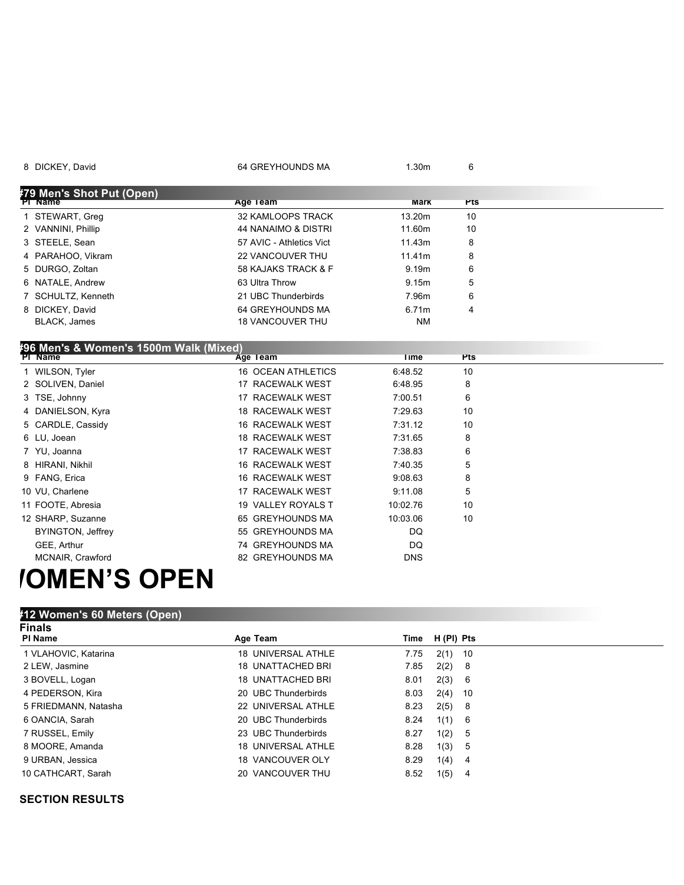| Pl | Name | Age | Team | Mark | Pts |
|---|---|---|---|---|---|
| 8 | DICKEY, David | 64 | GREYHOUNDS MA | 1.30m | 6 |

## #79 Men's Shot Put (Open)

| Pl | Name | Age | Team | Mark | Pts |
|---|---|---|---|---|---|
| 1 | STEWART, Greg | 32 | KAMLOOPS TRACK | 13.20m | 10 |
| 2 | VANNINI, Phillip | 44 | NANAIMO & DISTRI | 11.60m | 10 |
| 3 | STEELE, Sean | 57 | AVIC - Athletics Vict | 11.43m | 8 |
| 4 | PARAHOO, Vikram | 22 | VANCOUVER THU | 11.41m | 8 |
| 5 | DURGO, Zoltan | 58 | KAJAKS TRACK & F | 9.19m | 6 |
| 6 | NATALE, Andrew | 63 | Ultra Throw | 9.15m | 5 |
| 7 | SCHULTZ, Kenneth | 21 | UBC Thunderbirds | 7.96m | 6 |
| 8 | DICKEY, David | 64 | GREYHOUNDS MA | 6.71m | 4 |
| | BLACK, James | 18 | VANCOUVER THU | NM | |

## #96 Men's & Women's 1500m Walk (Mixed)

| Pl | Name | Age | Team | Time | Pts |
|---|---|---|---|---|---|
| 1 | WILSON, Tyler | 16 | OCEAN ATHLETICS | 6:48.52 | 10 |
| 2 | SOLIVEN, Daniel | 17 | RACEWALK WEST | 6:48.95 | 8 |
| 3 | TSE, Johnny | 17 | RACEWALK WEST | 7:00.51 | 6 |
| 4 | DANIELSON, Kyra | 18 | RACEWALK WEST | 7:29.63 | 10 |
| 5 | CARDLE, Cassidy | 16 | RACEWALK WEST | 7:31.12 | 10 |
| 6 | LU, Joean | 18 | RACEWALK WEST | 7:31.65 | 8 |
| 7 | YU, Joanna | 17 | RACEWALK WEST | 7:38.83 | 6 |
| 8 | HIRANI, Nikhil | 16 | RACEWALK WEST | 7:40.35 | 5 |
| 9 | FANG, Erica | 16 | RACEWALK WEST | 9:08.63 | 8 |
| 10 | VU, Charlene | 17 | RACEWALK WEST | 9:11.08 | 5 |
| 11 | FOOTE, Abresia | 19 | VALLEY ROYALS T | 10:02.76 | 10 |
| 12 | SHARP, Suzanne | 65 | GREYHOUNDS MA | 10:03.06 | 10 |
| | BYINGTON, Jeffrey | 55 | GREYHOUNDS MA | DQ | |
| | GEE, Arthur | 74 | GREYHOUNDS MA | DQ | |
| | MCNAIR, Crawford | 82 | GREYHOUNDS MA | DNS | |

# WOMEN'S OPEN

## #12 Women's 60 Meters (Open)

### Finals

| Pl | Name | Age | Team | Time | H (Pl) | Pts |
|---|---|---|---|---|---|---|
| 1 | VLAHOVIC, Katarina | 18 | UNIVERSAL ATHLE | 7.75 | 2(1) | 10 |
| 2 | LEW, Jasmine | 18 | UNATTACHED BRI | 7.85 | 2(2) | 8 |
| 3 | BOVELL, Logan | 18 | UNATTACHED BRI | 8.01 | 2(3) | 6 |
| 4 | PEDERSON, Kira | 20 | UBC Thunderbirds | 8.03 | 2(4) | 10 |
| 5 | FRIEDMANN, Natasha | 22 | UNIVERSAL ATHLE | 8.23 | 2(5) | 8 |
| 6 | OANCIA, Sarah | 20 | UBC Thunderbirds | 8.24 | 1(1) | 6 |
| 7 | RUSSEL, Emily | 23 | UBC Thunderbirds | 8.27 | 1(2) | 5 |
| 8 | MOORE, Amanda | 18 | UNIVERSAL ATHLE | 8.28 | 1(3) | 5 |
| 9 | URBAN, Jessica | 18 | VANCOUVER OLY | 8.29 | 1(4) | 4 |
| 10 | CATHCART, Sarah | 20 | VANCOUVER THU | 8.52 | 1(5) | 4 |

**SECTION RESULTS**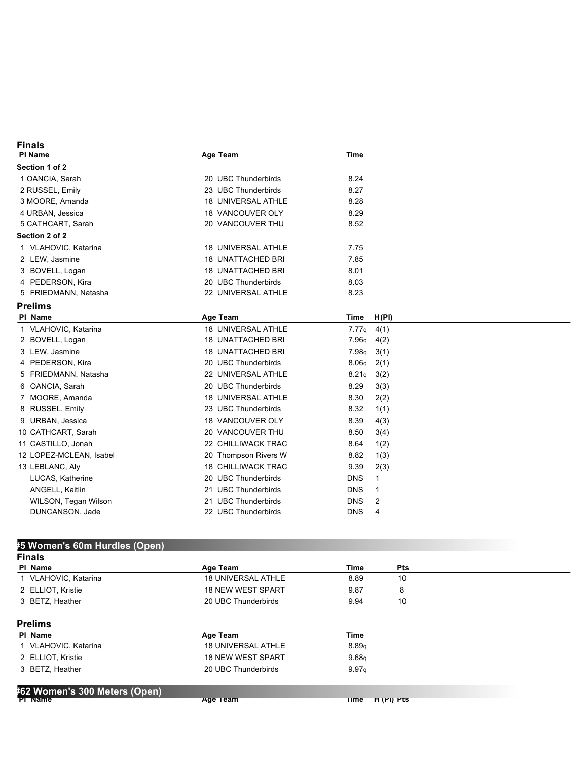### Finals

| Pl | Name | Age | Team | Time |
|---|---|---|---|---|
| **Section 1 of 2** | | | | |
| 1 | OANCIA, Sarah | 20 | UBC Thunderbirds | 8.24 |
| 2 | RUSSEL, Emily | 23 | UBC Thunderbirds | 8.27 |
| 3 | MOORE, Amanda | 18 | UNIVERSAL ATHLE | 8.28 |
| 4 | URBAN, Jessica | 18 | VANCOUVER OLY | 8.29 |
| 5 | CATHCART, Sarah | 20 | VANCOUVER THU | 8.52 |
| **Section 2 of 2** | | | | |
| 1 | VLAHOVIC, Katarina | 18 | UNIVERSAL ATHLE | 7.75 |
| 2 | LEW, Jasmine | 18 | UNATTACHED BRI | 7.85 |
| 3 | BOVELL, Logan | 18 | UNATTACHED BRI | 8.01 |
| 4 | PEDERSON, Kira | 20 | UBC Thunderbirds | 8.03 |
| 5 | FRIEDMANN, Natasha | 22 | UNIVERSAL ATHLE | 8.23 |

### Prelims

| Pl | Name | Age | Team | Time | H(Pl) |
|---|---|---|---|---|---|
| 1 | VLAHOVIC, Katarina | 18 | UNIVERSAL ATHLE | 7.77q | 4(1) |
| 2 | BOVELL, Logan | 18 | UNATTACHED BRI | 7.96q | 4(2) |
| 3 | LEW, Jasmine | 18 | UNATTACHED BRI | 7.98q | 3(1) |
| 4 | PEDERSON, Kira | 20 | UBC Thunderbirds | 8.06q | 2(1) |
| 5 | FRIEDMANN, Natasha | 22 | UNIVERSAL ATHLE | 8.21q | 3(2) |
| 6 | OANCIA, Sarah | 20 | UBC Thunderbirds | 8.29 | 3(3) |
| 7 | MOORE, Amanda | 18 | UNIVERSAL ATHLE | 8.30 | 2(2) |
| 8 | RUSSEL, Emily | 23 | UBC Thunderbirds | 8.32 | 1(1) |
| 9 | URBAN, Jessica | 18 | VANCOUVER OLY | 8.39 | 4(3) |
| 10 | CATHCART, Sarah | 20 | VANCOUVER THU | 8.50 | 3(4) |
| 11 | CASTILLO, Jonah | 22 | CHILLIWACK TRAC | 8.64 | 1(2) |
| 12 | LOPEZ-MCLEAN, Isabel | 20 | Thompson Rivers W | 8.82 | 1(3) |
| 13 | LEBLANC, Aly | 18 | CHILLIWACK TRAC | 9.39 | 2(3) |
| | LUCAS, Katherine | 20 | UBC Thunderbirds | DNS | 1 |
| | ANGELL, Kaitlin | 21 | UBC Thunderbirds | DNS | 1 |
| | WILSON, Tegan Wilson | 21 | UBC Thunderbirds | DNS | 2 |
| | DUNCANSON, Jade | 22 | UBC Thunderbirds | DNS | 4 |

## #5 Women's 60m Hurdles (Open)

### Finals

| Pl | Name | Age | Team | Time | Pts |
|---|---|---|---|---|---|
| 1 | VLAHOVIC, Katarina | 18 | UNIVERSAL ATHLE | 8.89 | 10 |
| 2 | ELLIOT, Kristie | 18 | NEW WEST SPART | 9.87 | 8 |
| 3 | BETZ, Heather | 20 | UBC Thunderbirds | 9.94 | 10 |

### Prelims

| Pl | Name | Age | Team | Time |
|---|---|---|---|---|
| 1 | VLAHOVIC, Katarina | 18 | UNIVERSAL ATHLE | 8.89q |
| 2 | ELLIOT, Kristie | 18 | NEW WEST SPART | 9.68q |
| 3 | BETZ, Heather | 20 | UBC Thunderbirds | 9.97q |

## #62 Women's 300 Meters (Open)

| Pl | Name | Age | Team | Time | H (Pl) | Pts |
|---|---|---|---|---|---|---|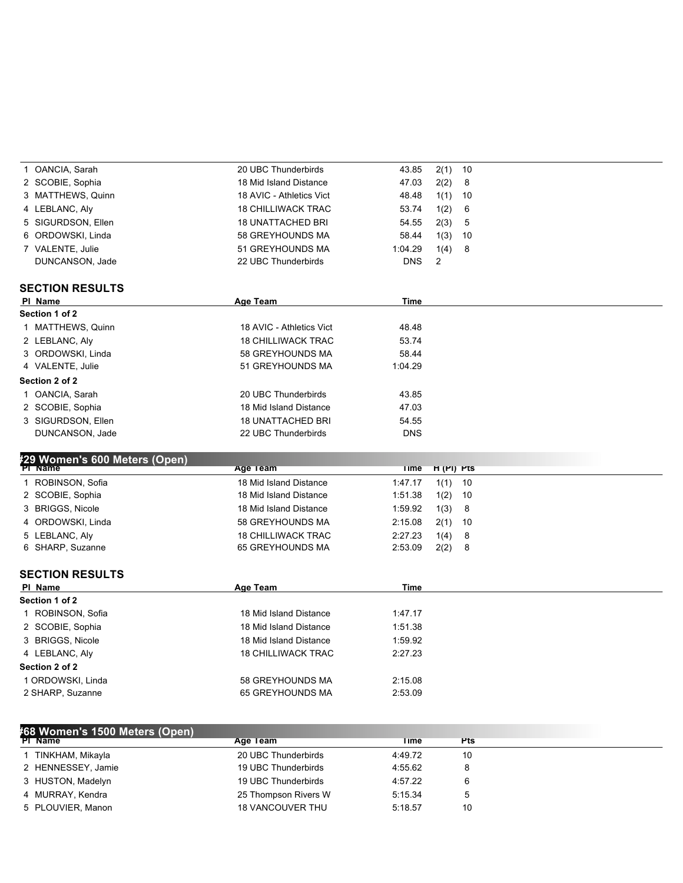| Pl | Name | Age | Team | Time | H (Pl) | Pts |
|---|---|---|---|---|---|---|
| 1 | OANCIA, Sarah | 20 | UBC Thunderbirds | 43.85 | 2(1) | 10 |
| 2 | SCOBIE, Sophia | 18 | Mid Island Distance | 47.03 | 2(2) | 8 |
| 3 | MATTHEWS, Quinn | 18 | AVIC - Athletics Vict | 48.48 | 1(1) | 10 |
| 4 | LEBLANC, Aly | 18 | CHILLIWACK TRAC | 53.74 | 1(2) | 6 |
| 5 | SIGURDSON, Ellen | 18 | UNATTACHED BRI | 54.55 | 2(3) | 5 |
| 6 | ORDOWSKI, Linda | 58 | GREYHOUNDS MA | 58.44 | 1(3) | 10 |
| 7 | VALENTE, Julie | 51 | GREYHOUNDS MA | 1:04.29 | 1(4) | 8 |
| | DUNCANSON, Jade | 22 | UBC Thunderbirds | DNS | 2 | |

### SECTION RESULTS

| Pl | Name | Age | Team | Time |
|---|---|---|---|---|
| **Section 1 of 2** | | | | |
| 1 | MATTHEWS, Quinn | 18 | AVIC - Athletics Vict | 48.48 |
| 2 | LEBLANC, Aly | 18 | CHILLIWACK TRAC | 53.74 |
| 3 | ORDOWSKI, Linda | 58 | GREYHOUNDS MA | 58.44 |
| 4 | VALENTE, Julie | 51 | GREYHOUNDS MA | 1:04.29 |
| **Section 2 of 2** | | | | |
| 1 | OANCIA, Sarah | 20 | UBC Thunderbirds | 43.85 |
| 2 | SCOBIE, Sophia | 18 | Mid Island Distance | 47.03 |
| 3 | SIGURDSON, Ellen | 18 | UNATTACHED BRI | 54.55 |
| | DUNCANSON, Jade | 22 | UBC Thunderbirds | DNS |

## #29 Women's 600 Meters (Open)

| Pl | Name | Age | Team | Time | H (Pl) | Pts |
|---|---|---|---|---|---|---|
| 1 | ROBINSON, Sofia | 18 | Mid Island Distance | 1:47.17 | 1(1) | 10 |
| 2 | SCOBIE, Sophia | 18 | Mid Island Distance | 1:51.38 | 1(2) | 10 |
| 3 | BRIGGS, Nicole | 18 | Mid Island Distance | 1:59.92 | 1(3) | 8 |
| 4 | ORDOWSKI, Linda | 58 | GREYHOUNDS MA | 2:15.08 | 2(1) | 10 |
| 5 | LEBLANC, Aly | 18 | CHILLIWACK TRAC | 2:27.23 | 1(4) | 8 |
| 6 | SHARP, Suzanne | 65 | GREYHOUNDS MA | 2:53.09 | 2(2) | 8 |

### SECTION RESULTS

| Pl | Name | Age | Team | Time |
|---|---|---|---|---|
| **Section 1 of 2** | | | | |
| 1 | ROBINSON, Sofia | 18 | Mid Island Distance | 1:47.17 |
| 2 | SCOBIE, Sophia | 18 | Mid Island Distance | 1:51.38 |
| 3 | BRIGGS, Nicole | 18 | Mid Island Distance | 1:59.92 |
| 4 | LEBLANC, Aly | 18 | CHILLIWACK TRAC | 2:27.23 |
| **Section 2 of 2** | | | | |
| 1 | ORDOWSKI, Linda | 58 | GREYHOUNDS MA | 2:15.08 |
| 2 | SHARP, Suzanne | 65 | GREYHOUNDS MA | 2:53.09 |

## #68 Women's 1500 Meters (Open)

| Pl | Name | Age | Team | Time | Pts |
|---|---|---|---|---|---|
| 1 | TINKHAM, Mikayla | 20 | UBC Thunderbirds | 4:49.72 | 10 |
| 2 | HENNESSEY, Jamie | 19 | UBC Thunderbirds | 4:55.62 | 8 |
| 3 | HUSTON, Madelyn | 19 | UBC Thunderbirds | 4:57.22 | 6 |
| 4 | MURRAY, Kendra | 25 | Thompson Rivers W | 5:15.34 | 5 |
| 5 | PLOUVIER, Manon | 18 | VANCOUVER THU | 5:18.57 | 10 |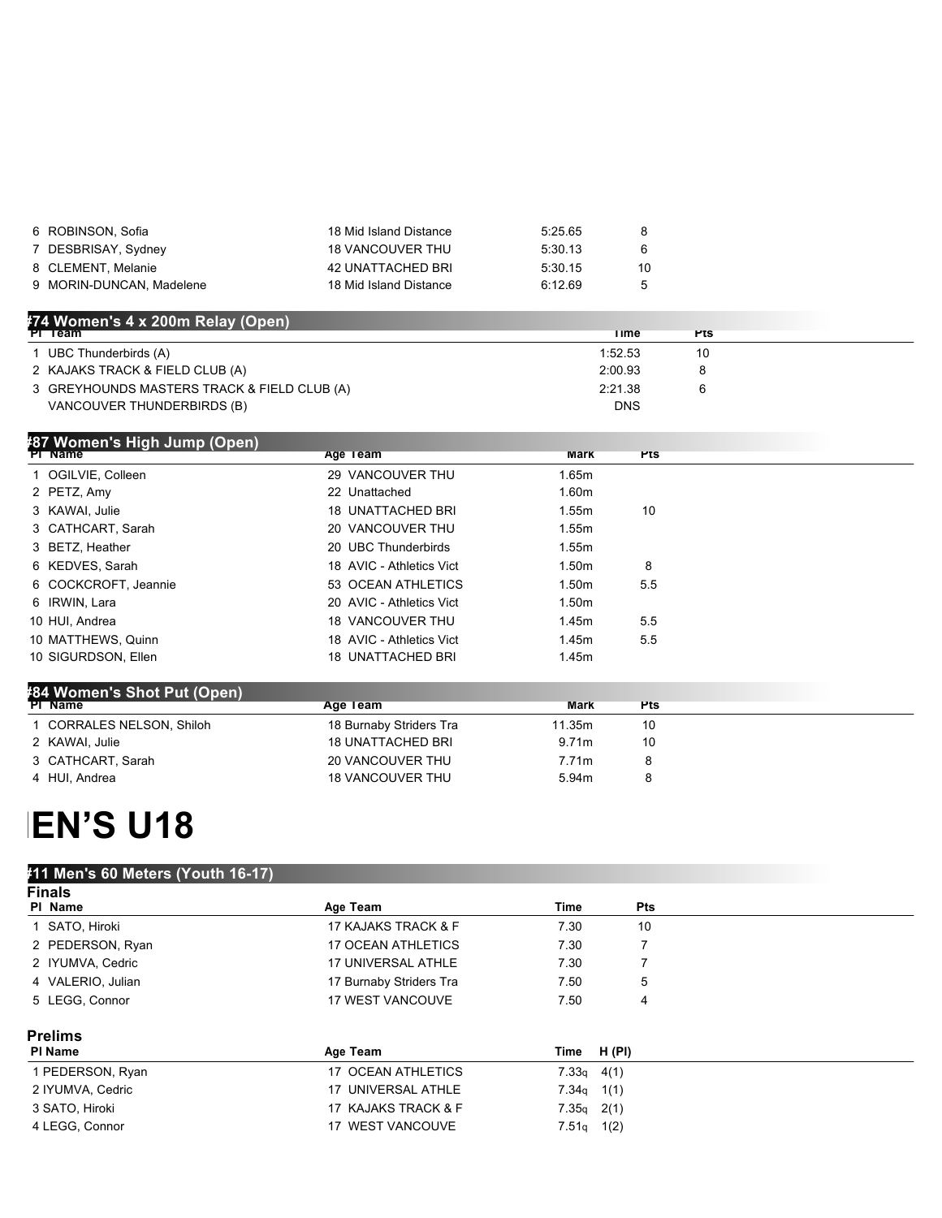| | | | | |
|---|---|---|---|---|
| 6 | ROBINSON, Sofia | 18 Mid Island Distance | 5:25.65 | 8 |
| 7 | DESBRISAY, Sydney | 18 VANCOUVER THU | 5:30.13 | 6 |
| 8 | CLEMENT, Melanie | 42 UNATTACHED BRI | 5:30.15 | 10 |
| 9 | MORIN-DUNCAN, Madelene | 18 Mid Island Distance | 6:12.69 | 5 |

## #74 Women's 4 x 200m Relay (Open)

| Pl | Team | Time | Pts |
|---|---|---|---|
| 1 | UBC Thunderbirds (A) | 1:52.53 | 10 |
| 2 | KAJAKS TRACK & FIELD CLUB (A) | 2:00.93 | 8 |
| 3 | GREYHOUNDS MASTERS TRACK & FIELD CLUB (A) | 2:21.38 | 6 |
| | VANCOUVER THUNDERBIRDS (B) | DNS | |

## #87 Women's High Jump (Open)

| Pl | Name | Age | Team | Mark | Pts |
|---|---|---|---|---|---|
| 1 | OGILVIE, Colleen | 29 | VANCOUVER THU | 1.65m | |
| 2 | PETZ, Amy | 22 | Unattached | 1.60m | |
| 3 | KAWAI, Julie | 18 | UNATTACHED BRI | 1.55m | 10 |
| 3 | CATHCART, Sarah | 20 | VANCOUVER THU | 1.55m | |
| 3 | BETZ, Heather | 20 | UBC Thunderbirds | 1.55m | |
| 6 | KEDVES, Sarah | 18 | AVIC - Athletics Vict | 1.50m | 8 |
| 6 | COCKCROFT, Jeannie | 53 | OCEAN ATHLETICS | 1.50m | 5.5 |
| 6 | IRWIN, Lara | 20 | AVIC - Athletics Vict | 1.50m | |
| 10 | HUI, Andrea | 18 | VANCOUVER THU | 1.45m | 5.5 |
| 10 | MATTHEWS, Quinn | 18 | AVIC - Athletics Vict | 1.45m | 5.5 |
| 10 | SIGURDSON, Ellen | 18 | UNATTACHED BRI | 1.45m | |

## #84 Women's Shot Put (Open)

| Pl | Name | Age | Team | Mark | Pts |
|---|---|---|---|---|---|
| 1 | CORRALES NELSON, Shiloh | 18 | Burnaby Striders Tra | 11.35m | 10 |
| 2 | KAWAI, Julie | 18 | UNATTACHED BRI | 9.71m | 10 |
| 3 | CATHCART, Sarah | 20 | VANCOUVER THU | 7.71m | 8 |
| 4 | HUI, Andrea | 18 | VANCOUVER THU | 5.94m | 8 |

# EN'S U18

## #11 Men's 60 Meters (Youth 16-17)

**Finals**

| Pl | Name | Age | Team | Time | Pts |
|---|---|---|---|---|---|
| 1 | SATO, Hiroki | 17 | KAJAKS TRACK & F | 7.30 | 10 |
| 2 | PEDERSON, Ryan | 17 | OCEAN ATHLETICS | 7.30 | 7 |
| 2 | IYUMVA, Cedric | 17 | UNIVERSAL ATHLE | 7.30 | 7 |
| 4 | VALERIO, Julian | 17 | Burnaby Striders Tra | 7.50 | 5 |
| 5 | LEGG, Connor | 17 | WEST VANCOUVE | 7.50 | 4 |

**Prelims**

| Pl | Name | Age | Team | Time | H (Pl) |
|---|---|---|---|---|---|
| 1 | PEDERSON, Ryan | 17 | OCEAN ATHLETICS | 7.33q | 4(1) |
| 2 | IYUMVA, Cedric | 17 | UNIVERSAL ATHLE | 7.34q | 1(1) |
| 3 | SATO, Hiroki | 17 | KAJAKS TRACK & F | 7.35q | 2(1) |
| 4 | LEGG, Connor | 17 | WEST VANCOUVE | 7.51q | 1(2) |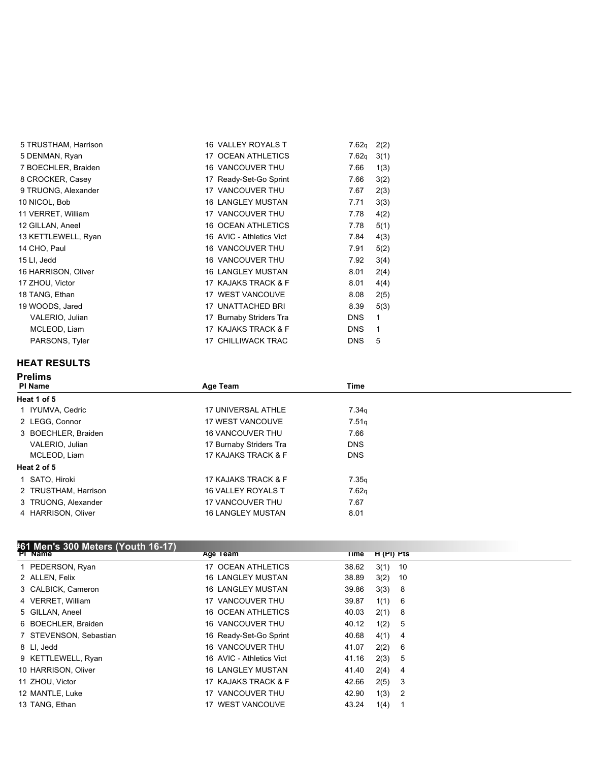| | | | | |
|---|---|---|---|---|
| 5 TRUSTHAM, Harrison | 16 VALLEY ROYALS T | 7.62q | 2(2) |
| 5 DENMAN, Ryan | 17 OCEAN ATHLETICS | 7.62q | 3(1) |
| 7 BOECHLER, Braiden | 16 VANCOUVER THU | 7.66 | 1(3) |
| 8 CROCKER, Casey | 17 Ready-Set-Go Sprint | 7.66 | 3(2) |
| 9 TRUONG, Alexander | 17 VANCOUVER THU | 7.67 | 2(3) |
| 10 NICOL, Bob | 16 LANGLEY MUSTAN | 7.71 | 3(3) |
| 11 VERRET, William | 17 VANCOUVER THU | 7.78 | 4(2) |
| 12 GILLAN, Aneel | 16 OCEAN ATHLETICS | 7.78 | 5(1) |
| 13 KETTLEWELL, Ryan | 16 AVIC - Athletics Vict | 7.84 | 4(3) |
| 14 CHO, Paul | 16 VANCOUVER THU | 7.91 | 5(2) |
| 15 LI, Jedd | 16 VANCOUVER THU | 7.92 | 3(4) |
| 16 HARRISON, Oliver | 16 LANGLEY MUSTAN | 8.01 | 2(4) |
| 17 ZHOU, Victor | 17 KAJAKS TRACK & F | 8.01 | 4(4) |
| 18 TANG, Ethan | 17 WEST VANCOUVE | 8.08 | 2(5) |
| 19 WOODS, Jared | 17 UNATTACHED BRI | 8.39 | 5(3) |
| VALERIO, Julian | 17 Burnaby Striders Tra | DNS | 1 |
| MCLEOD, Liam | 17 KAJAKS TRACK & F | DNS | 1 |
| PARSONS, Tyler | 17 CHILLIWACK TRAC | DNS | 5 |

## HEAT RESULTS

### Prelims

| Pl Name | Age Team | Time |
|---|---|---|
| **Heat 1 of 5** | | |
| 1 IYUMVA, Cedric | 17 UNIVERSAL ATHLE | 7.34q |
| 2 LEGG, Connor | 17 WEST VANCOUVE | 7.51q |
| 3 BOECHLER, Braiden | 16 VANCOUVER THU | 7.66 |
| VALERIO, Julian | 17 Burnaby Striders Tra | DNS |
| MCLEOD, Liam | 17 KAJAKS TRACK & F | DNS |
| **Heat 2 of 5** | | |
| 1 SATO, Hiroki | 17 KAJAKS TRACK & F | 7.35q |
| 2 TRUSTHAM, Harrison | 16 VALLEY ROYALS T | 7.62q |
| 3 TRUONG, Alexander | 17 VANCOUVER THU | 7.67 |
| 4 HARRISON, Oliver | 16 LANGLEY MUSTAN | 8.01 |

## #61 Men's 300 Meters (Youth 16-17)

| Pl Name | Age Team | Time | H (Pl) | Pts |
|---|---|---|---|---|
| 1 PEDERSON, Ryan | 17 OCEAN ATHLETICS | 38.62 | 3(1) | 10 |
| 2 ALLEN, Felix | 16 LANGLEY MUSTAN | 38.89 | 3(2) | 10 |
| 3 CALBICK, Cameron | 16 LANGLEY MUSTAN | 39.86 | 3(3) | 8 |
| 4 VERRET, William | 17 VANCOUVER THU | 39.87 | 1(1) | 6 |
| 5 GILLAN, Aneel | 16 OCEAN ATHLETICS | 40.03 | 2(1) | 8 |
| 6 BOECHLER, Braiden | 16 VANCOUVER THU | 40.12 | 1(2) | 5 |
| 7 STEVENSON, Sebastian | 16 Ready-Set-Go Sprint | 40.68 | 4(1) | 4 |
| 8 LI, Jedd | 16 VANCOUVER THU | 41.07 | 2(2) | 6 |
| 9 KETTLEWELL, Ryan | 16 AVIC - Athletics Vict | 41.16 | 2(3) | 5 |
| 10 HARRISON, Oliver | 16 LANGLEY MUSTAN | 41.40 | 2(4) | 4 |
| 11 ZHOU, Victor | 17 KAJAKS TRACK & F | 42.66 | 2(5) | 3 |
| 12 MANTLE, Luke | 17 VANCOUVER THU | 42.90 | 1(3) | 2 |
| 13 TANG, Ethan | 17 WEST VANCOUVE | 43.24 | 1(4) | 1 |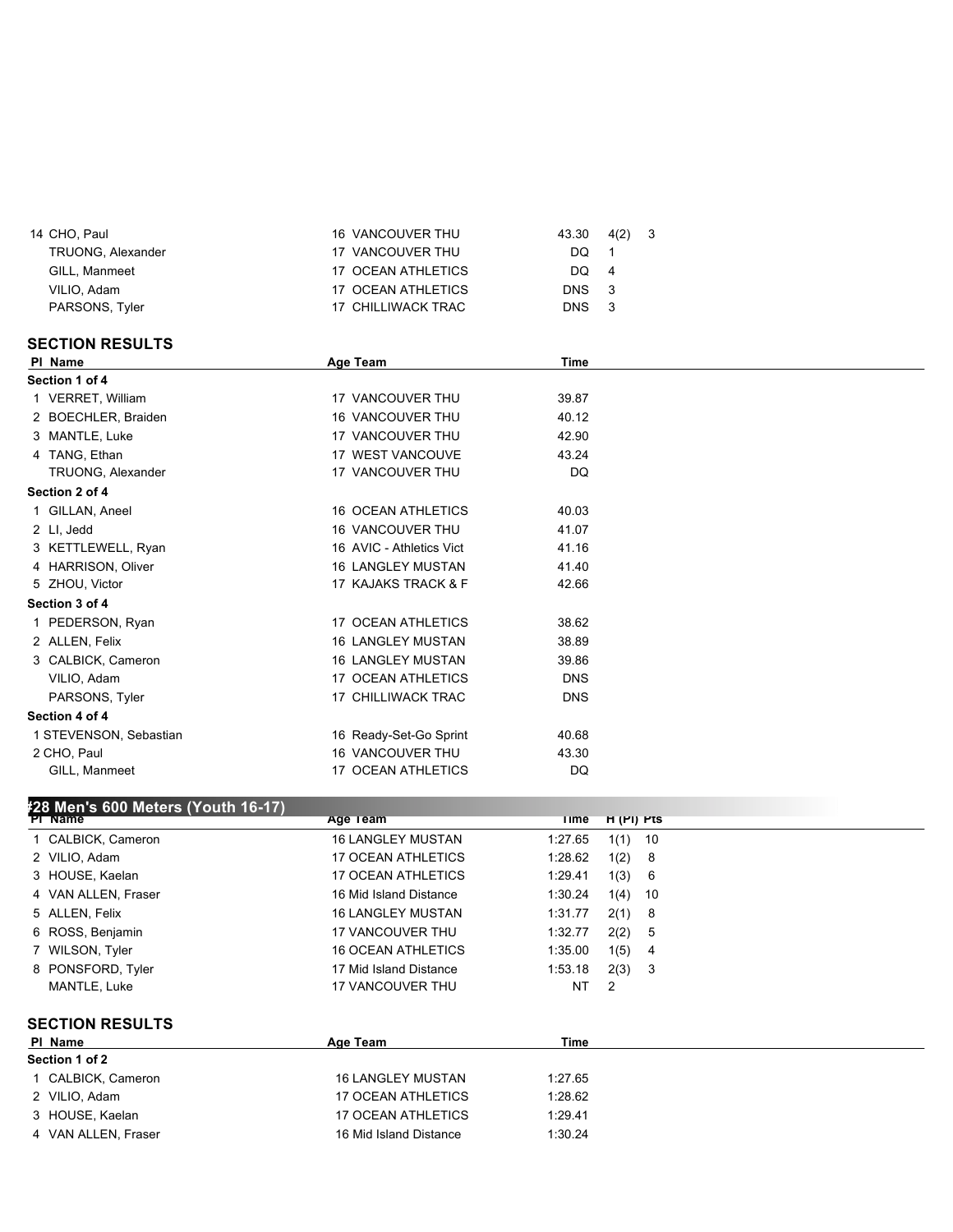| | | | | | |
|---|---|---|---|---|---|
| 14 | CHO, Paul | 16 VANCOUVER THU | 43.30 | 4(2) | 3 |
| | TRUONG, Alexander | 17 VANCOUVER THU | DQ | 1 | |
| | GILL, Manmeet | 17 OCEAN ATHLETICS | DQ | 4 | |
| | VILIO, Adam | 17 OCEAN ATHLETICS | DNS | 3 | |
| | PARSONS, Tyler | 17 CHILLIWACK TRAC | DNS | 3 | |

**SECTION RESULTS**

| Pl | Name | Age Team | Time |
|---|---|---|---|
| **Section 1 of 4** | | | |
| 1 | VERRET, William | 17 VANCOUVER THU | 39.87 |
| 2 | BOECHLER, Braiden | 16 VANCOUVER THU | 40.12 |
| 3 | MANTLE, Luke | 17 VANCOUVER THU | 42.90 |
| 4 | TANG, Ethan | 17 WEST VANCOUVE | 43.24 |
| | TRUONG, Alexander | 17 VANCOUVER THU | DQ |
| **Section 2 of 4** | | | |
| 1 | GILLAN, Aneel | 16 OCEAN ATHLETICS | 40.03 |
| 2 | LI, Jedd | 16 VANCOUVER THU | 41.07 |
| 3 | KETTLEWELL, Ryan | 16 AVIC - Athletics Vict | 41.16 |
| 4 | HARRISON, Oliver | 16 LANGLEY MUSTAN | 41.40 |
| 5 | ZHOU, Victor | 17 KAJAKS TRACK & F | 42.66 |
| **Section 3 of 4** | | | |
| 1 | PEDERSON, Ryan | 17 OCEAN ATHLETICS | 38.62 |
| 2 | ALLEN, Felix | 16 LANGLEY MUSTAN | 38.89 |
| 3 | CALBICK, Cameron | 16 LANGLEY MUSTAN | 39.86 |
| | VILIO, Adam | 17 OCEAN ATHLETICS | DNS |
| | PARSONS, Tyler | 17 CHILLIWACK TRAC | DNS |
| **Section 4 of 4** | | | |
| 1 | STEVENSON, Sebastian | 16 Ready-Set-Go Sprint | 40.68 |
| 2 | CHO, Paul | 16 VANCOUVER THU | 43.30 |
| | GILL, Manmeet | 17 OCEAN ATHLETICS | DQ |

## #28 Men's 600 Meters (Youth 16-17)

| Pl | Name | Age Team | Time | H (Pl) | Pts |
|---|---|---|---|---|---|
| 1 | CALBICK, Cameron | 16 LANGLEY MUSTAN | 1:27.65 | 1(1) | 10 |
| 2 | VILIO, Adam | 17 OCEAN ATHLETICS | 1:28.62 | 1(2) | 8 |
| 3 | HOUSE, Kaelan | 17 OCEAN ATHLETICS | 1:29.41 | 1(3) | 6 |
| 4 | VAN ALLEN, Fraser | 16 Mid Island Distance | 1:30.24 | 1(4) | 10 |
| 5 | ALLEN, Felix | 16 LANGLEY MUSTAN | 1:31.77 | 2(1) | 8 |
| 6 | ROSS, Benjamin | 17 VANCOUVER THU | 1:32.77 | 2(2) | 5 |
| 7 | WILSON, Tyler | 16 OCEAN ATHLETICS | 1:35.00 | 1(5) | 4 |
| 8 | PONSFORD, Tyler | 17 Mid Island Distance | 1:53.18 | 2(3) | 3 |
| | MANTLE, Luke | 17 VANCOUVER THU | NT | 2 | |

**SECTION RESULTS**

| Pl | Name | Age Team | Time |
|---|---|---|---|
| **Section 1 of 2** | | | |
| 1 | CALBICK, Cameron | 16 LANGLEY MUSTAN | 1:27.65 |
| 2 | VILIO, Adam | 17 OCEAN ATHLETICS | 1:28.62 |
| 3 | HOUSE, Kaelan | 17 OCEAN ATHLETICS | 1:29.41 |
| 4 | VAN ALLEN, Fraser | 16 Mid Island Distance | 1:30.24 |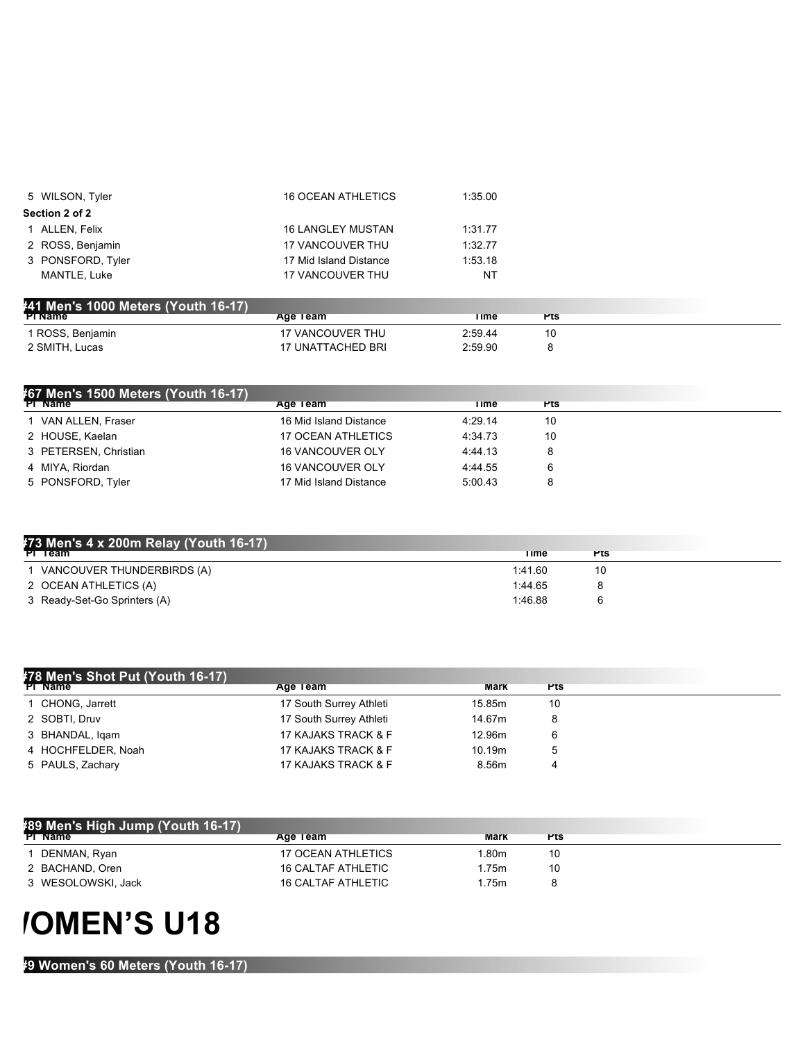| | | | |
|---|---|---|---|
| 5 WILSON, Tyler | 16 OCEAN ATHLETICS | 1:35.00 | |
| **Section 2 of 2** | | | |
| 1 ALLEN, Felix | 16 LANGLEY MUSTAN | 1:31.77 | |
| 2 ROSS, Benjamin | 17 VANCOUVER THU | 1:32.77 | |
| 3 PONSFORD, Tyler | 17 Mid Island Distance | 1:53.18 | |
| MANTLE, Luke | 17 VANCOUVER THU | NT | |

### #41 Men's 1000 Meters (Youth 16-17)

| Pl Name | Age Team | Time | Pts |
|---|---|---|---|
| 1 ROSS, Benjamin | 17 VANCOUVER THU | 2:59.44 | 10 |
| 2 SMITH, Lucas | 17 UNATTACHED BRI | 2:59.90 | 8 |

### #67 Men's 1500 Meters (Youth 16-17)

| Pl Name | Age Team | Time | Pts |
|---|---|---|---|
| 1 VAN ALLEN, Fraser | 16 Mid Island Distance | 4:29.14 | 10 |
| 2 HOUSE, Kaelan | 17 OCEAN ATHLETICS | 4:34.73 | 10 |
| 3 PETERSEN, Christian | 16 VANCOUVER OLY | 4:44.13 | 8 |
| 4 MIYA, Riordan | 16 VANCOUVER OLY | 4:44.55 | 6 |
| 5 PONSFORD, Tyler | 17 Mid Island Distance | 5:00.43 | 8 |

### #73 Men's 4 x 200m Relay (Youth 16-17)

| Pl Team | Time | Pts |
|---|---|---|
| 1 VANCOUVER THUNDERBIRDS (A) | 1:41.60 | 10 |
| 2 OCEAN ATHLETICS (A) | 1:44.65 | 8 |
| 3 Ready-Set-Go Sprinters (A) | 1:46.88 | 6 |

### #78 Men's Shot Put (Youth 16-17)

| Pl Name | Age Team | Mark | Pts |
|---|---|---|---|
| 1 CHONG, Jarrett | 17 South Surrey Athleti | 15.85m | 10 |
| 2 SOBTI, Druv | 17 South Surrey Athleti | 14.67m | 8 |
| 3 BHANDAL, Iqam | 17 KAJAKS TRACK & F | 12.96m | 6 |
| 4 HOCHFELDER, Noah | 17 KAJAKS TRACK & F | 10.19m | 5 |
| 5 PAULS, Zachary | 17 KAJAKS TRACK & F | 8.56m | 4 |

### #89 Men's High Jump (Youth 16-17)

| Pl Name | Age Team | Mark | Pts |
|---|---|---|---|
| 1 DENMAN, Ryan | 17 OCEAN ATHLETICS | 1.80m | 10 |
| 2 BACHAND, Oren | 16 CALTAF ATHLETIC | 1.75m | 10 |
| 3 WESOLOWSKI, Jack | 16 CALTAF ATHLETIC | 1.75m | 8 |

# WOMEN'S U18

### #9 Women's 60 Meters (Youth 16-17)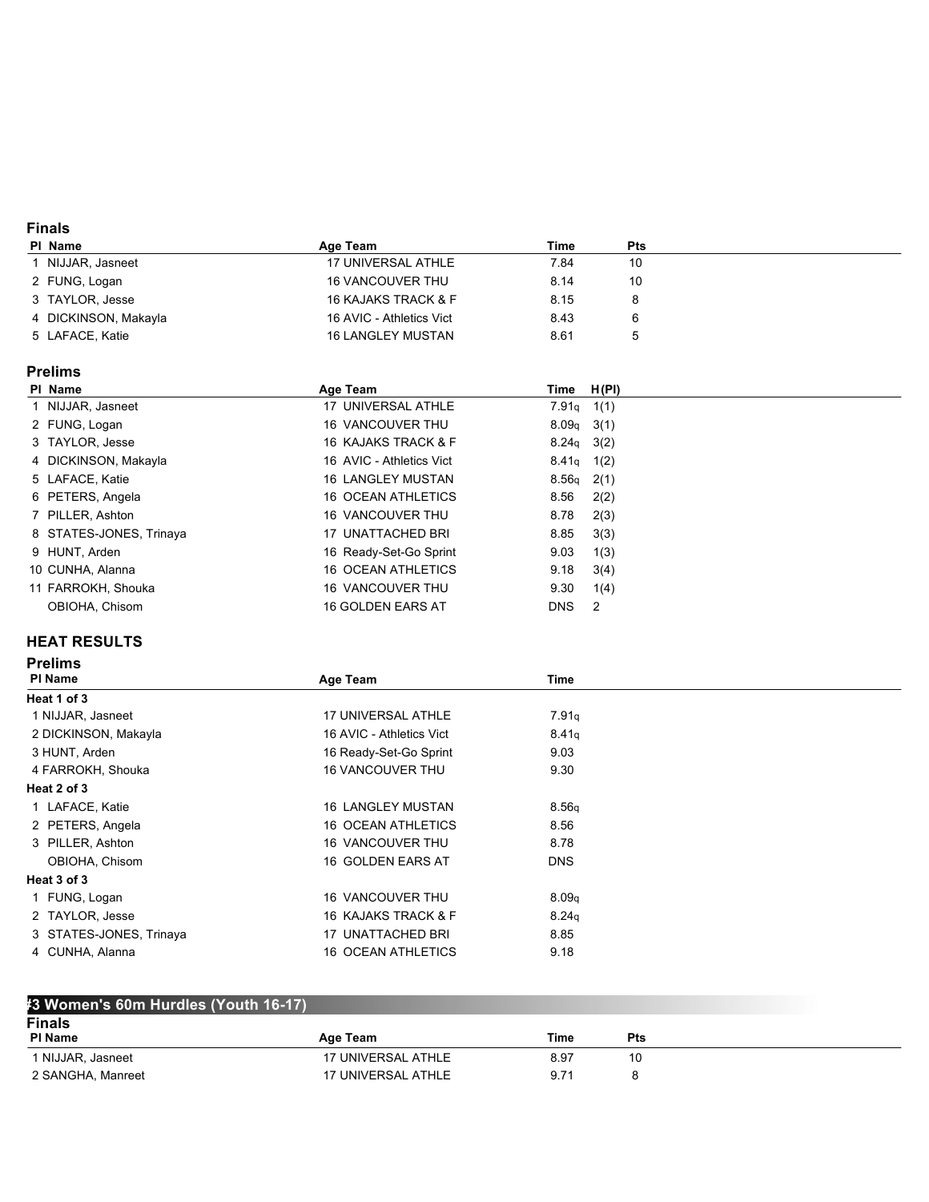### Finals

| Pl | Name | Age | Team | Time | Pts |
|---|---|---|---|---|---|
| 1 | NIJJAR, Jasneet | 17 | UNIVERSAL ATHLE | 7.84 | 10 |
| 2 | FUNG, Logan | 16 | VANCOUVER THU | 8.14 | 10 |
| 3 | TAYLOR, Jesse | 16 | KAJAKS TRACK & F | 8.15 | 8 |
| 4 | DICKINSON, Makayla | 16 | AVIC - Athletics Vict | 8.43 | 6 |
| 5 | LAFACE, Katie | 16 | LANGLEY MUSTAN | 8.61 | 5 |

### Prelims

| Pl | Name | Age | Team | Time | H(Pl) |
|---|---|---|---|---|---|
| 1 | NIJJAR, Jasneet | 17 | UNIVERSAL ATHLE | 7.91q | 1(1) |
| 2 | FUNG, Logan | 16 | VANCOUVER THU | 8.09q | 3(1) |
| 3 | TAYLOR, Jesse | 16 | KAJAKS TRACK & F | 8.24q | 3(2) |
| 4 | DICKINSON, Makayla | 16 | AVIC - Athletics Vict | 8.41q | 1(2) |
| 5 | LAFACE, Katie | 16 | LANGLEY MUSTAN | 8.56q | 2(1) |
| 6 | PETERS, Angela | 16 | OCEAN ATHLETICS | 8.56 | 2(2) |
| 7 | PILLER, Ashton | 16 | VANCOUVER THU | 8.78 | 2(3) |
| 8 | STATES-JONES, Trinaya | 17 | UNATTACHED BRI | 8.85 | 3(3) |
| 9 | HUNT, Arden | 16 | Ready-Set-Go Sprint | 9.03 | 1(3) |
| 10 | CUNHA, Alanna | 16 | OCEAN ATHLETICS | 9.18 | 3(4) |
| 11 | FARROKH, Shouka | 16 | VANCOUVER THU | 9.30 | 1(4) |
| | OBIOHA, Chisom | 16 | GOLDEN EARS AT | DNS | 2 |

## HEAT RESULTS

### Prelims

| Pl | Name | Age | Team | Time |
|---|---|---|---|---|
| **Heat 1 of 3** | | | | |
| 1 | NIJJAR, Jasneet | 17 | UNIVERSAL ATHLE | 7.91q |
| 2 | DICKINSON, Makayla | 16 | AVIC - Athletics Vict | 8.41q |
| 3 | HUNT, Arden | 16 | Ready-Set-Go Sprint | 9.03 |
| 4 | FARROKH, Shouka | 16 | VANCOUVER THU | 9.30 |
| **Heat 2 of 3** | | | | |
| 1 | LAFACE, Katie | 16 | LANGLEY MUSTAN | 8.56q |
| 2 | PETERS, Angela | 16 | OCEAN ATHLETICS | 8.56 |
| 3 | PILLER, Ashton | 16 | VANCOUVER THU | 8.78 |
| | OBIOHA, Chisom | 16 | GOLDEN EARS AT | DNS |
| **Heat 3 of 3** | | | | |
| 1 | FUNG, Logan | 16 | VANCOUVER THU | 8.09q |
| 2 | TAYLOR, Jesse | 16 | KAJAKS TRACK & F | 8.24q |
| 3 | STATES-JONES, Trinaya | 17 | UNATTACHED BRI | 8.85 |
| 4 | CUNHA, Alanna | 16 | OCEAN ATHLETICS | 9.18 |

## #3 Women's 60m Hurdles (Youth 16-17)

### Finals

| Pl | Name | Age | Team | Time | Pts |
|---|---|---|---|---|---|
| 1 | NIJJAR, Jasneet | 17 | UNIVERSAL ATHLE | 8.97 | 10 |
| 2 | SANGHA, Manreet | 17 | UNIVERSAL ATHLE | 9.71 | 8 |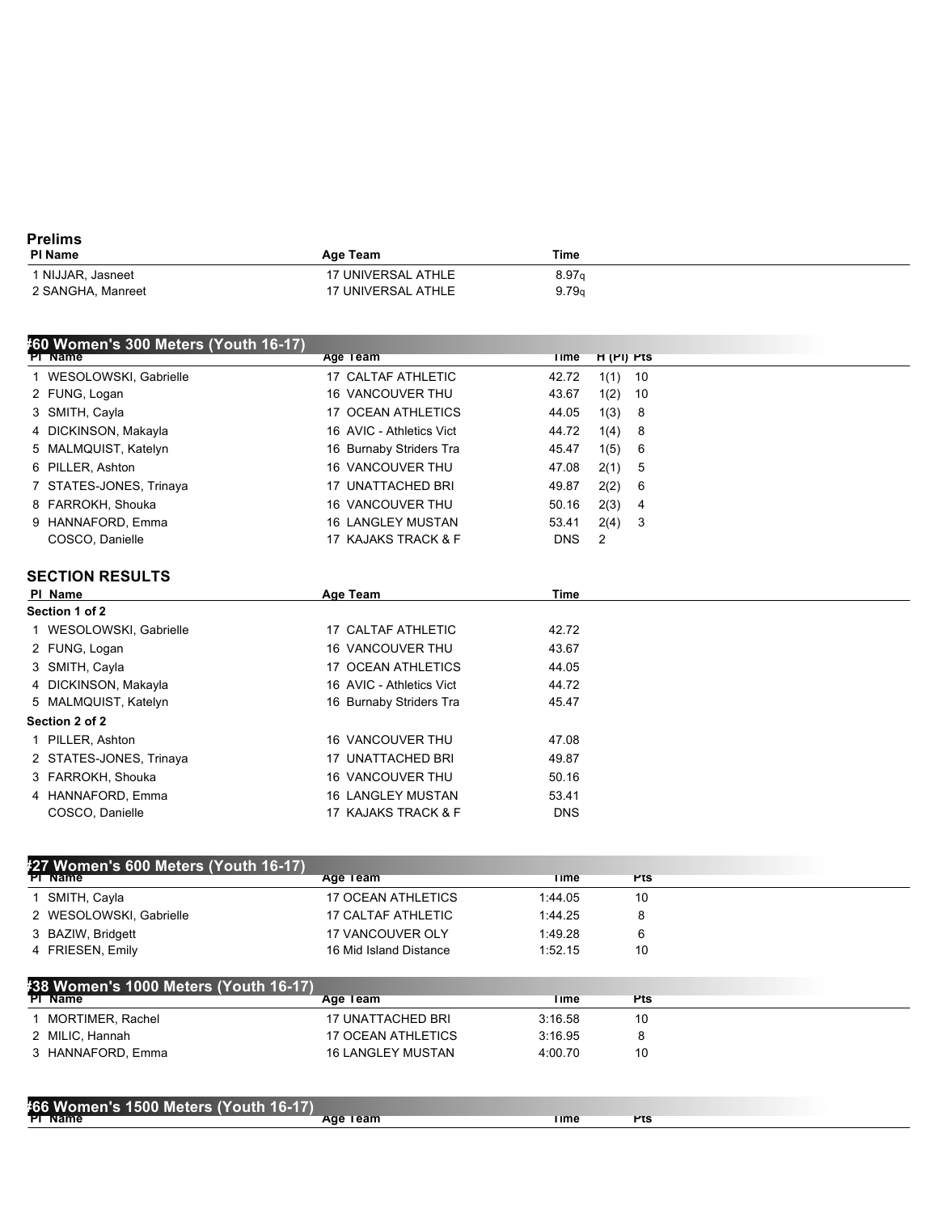**Prelims**

| Pl | Name | Age | Team | Time |
|---|---|---|---|---|
| 1 | NIJJAR, Jasneet | 17 | UNIVERSAL ATHLE | 8.97q |
| 2 | SANGHA, Manreet | 17 | UNIVERSAL ATHLE | 9.79q |

## #60 Women's 300 Meters (Youth 16-17)

| Pl | Name | Age | Team | Time | H (Pl) | Pts |
|---|---|---|---|---|---|---|
| 1 | WESOLOWSKI, Gabrielle | 17 | CALTAF ATHLETIC | 42.72 | 1(1) | 10 |
| 2 | FUNG, Logan | 16 | VANCOUVER THU | 43.67 | 1(2) | 10 |
| 3 | SMITH, Cayla | 17 | OCEAN ATHLETICS | 44.05 | 1(3) | 8 |
| 4 | DICKINSON, Makayla | 16 | AVIC - Athletics Vict | 44.72 | 1(4) | 8 |
| 5 | MALMQUIST, Katelyn | 16 | Burnaby Striders Tra | 45.47 | 1(5) | 6 |
| 6 | PILLER, Ashton | 16 | VANCOUVER THU | 47.08 | 2(1) | 5 |
| 7 | STATES-JONES, Trinaya | 17 | UNATTACHED BRI | 49.87 | 2(2) | 6 |
| 8 | FARROKH, Shouka | 16 | VANCOUVER THU | 50.16 | 2(3) | 4 |
| 9 | HANNAFORD, Emma | 16 | LANGLEY MUSTAN | 53.41 | 2(4) | 3 |
| | COSCO, Danielle | 17 | KAJAKS TRACK & F | DNS | 2 | |

**SECTION RESULTS**

| Pl | Name | Age | Team | Time |
|---|---|---|---|---|
| **Section 1 of 2** | | | | |
| 1 | WESOLOWSKI, Gabrielle | 17 | CALTAF ATHLETIC | 42.72 |
| 2 | FUNG, Logan | 16 | VANCOUVER THU | 43.67 |
| 3 | SMITH, Cayla | 17 | OCEAN ATHLETICS | 44.05 |
| 4 | DICKINSON, Makayla | 16 | AVIC - Athletics Vict | 44.72 |
| 5 | MALMQUIST, Katelyn | 16 | Burnaby Striders Tra | 45.47 |
| **Section 2 of 2** | | | | |
| 1 | PILLER, Ashton | 16 | VANCOUVER THU | 47.08 |
| 2 | STATES-JONES, Trinaya | 17 | UNATTACHED BRI | 49.87 |
| 3 | FARROKH, Shouka | 16 | VANCOUVER THU | 50.16 |
| 4 | HANNAFORD, Emma | 16 | LANGLEY MUSTAN | 53.41 |
| | COSCO, Danielle | 17 | KAJAKS TRACK & F | DNS |

## #27 Women's 600 Meters (Youth 16-17)

| Pl | Name | Age | Team | Time | Pts |
|---|---|---|---|---|---|
| 1 | SMITH, Cayla | 17 | OCEAN ATHLETICS | 1:44.05 | 10 |
| 2 | WESOLOWSKI, Gabrielle | 17 | CALTAF ATHLETIC | 1:44.25 | 8 |
| 3 | BAZIW, Bridgett | 17 | VANCOUVER OLY | 1:49.28 | 6 |
| 4 | FRIESEN, Emily | 16 | Mid Island Distance | 1:52.15 | 10 |

## #38 Women's 1000 Meters (Youth 16-17)

| Pl | Name | Age | Team | Time | Pts |
|---|---|---|---|---|---|
| 1 | MORTIMER, Rachel | 17 | UNATTACHED BRI | 3:16.58 | 10 |
| 2 | MILIC, Hannah | 17 | OCEAN ATHLETICS | 3:16.95 | 8 |
| 3 | HANNAFORD, Emma | 16 | LANGLEY MUSTAN | 4:00.70 | 10 |

## #66 Women's 1500 Meters (Youth 16-17)

| Pl | Name | Age | Team | Time | Pts |
|---|---|---|---|---|---|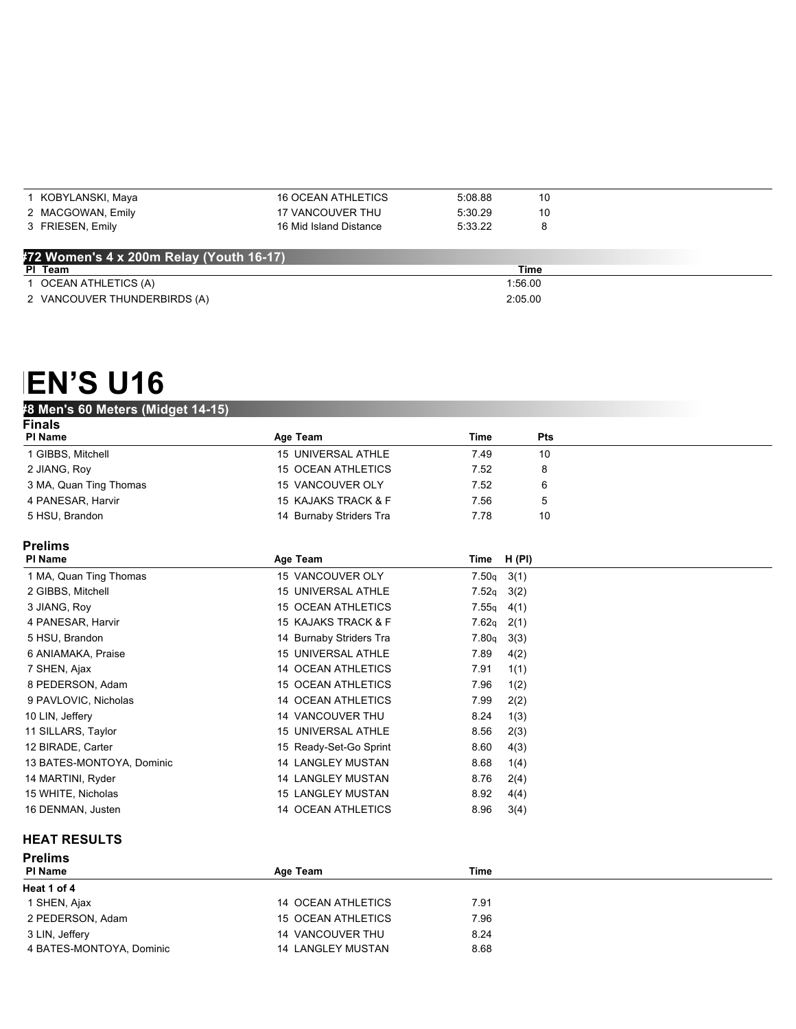| | | | |
|---|---|---|---|
| 1 KOBYLANSKI, Maya | 16 OCEAN ATHLETICS | 5:08.88 | 10 |
| 2 MACGOWAN, Emily | 17 VANCOUVER THU | 5:30.29 | 10 |
| 3 FRIESEN, Emily | 16 Mid Island Distance | 5:33.22 | 8 |

### #72 Women's 4 x 200m Relay (Youth 16-17)

| Pl Team | Time |
|---|---|
| 1 OCEAN ATHLETICS (A) | 1:56.00 |
| 2 VANCOUVER THUNDERBIRDS (A) | 2:05.00 |

# EN'S U16

### #8 Men's 60 Meters (Midget 14-15)

**Finals**

| Pl Name | Age Team | Time | Pts |
|---|---|---|---|
| 1 GIBBS, Mitchell | 15 UNIVERSAL ATHLE | 7.49 | 10 |
| 2 JIANG, Roy | 15 OCEAN ATHLETICS | 7.52 | 8 |
| 3 MA, Quan Ting Thomas | 15 VANCOUVER OLY | 7.52 | 6 |
| 4 PANESAR, Harvir | 15 KAJAKS TRACK & F | 7.56 | 5 |
| 5 HSU, Brandon | 14 Burnaby Striders Tra | 7.78 | 10 |

**Prelims**

| Pl Name | Age Team | Time | H (Pl) |
|---|---|---|---|
| 1 MA, Quan Ting Thomas | 15 VANCOUVER OLY | 7.50q | 3(1) |
| 2 GIBBS, Mitchell | 15 UNIVERSAL ATHLE | 7.52q | 3(2) |
| 3 JIANG, Roy | 15 OCEAN ATHLETICS | 7.55q | 4(1) |
| 4 PANESAR, Harvir | 15 KAJAKS TRACK & F | 7.62q | 2(1) |
| 5 HSU, Brandon | 14 Burnaby Striders Tra | 7.80q | 3(3) |
| 6 ANIAMAKA, Praise | 15 UNIVERSAL ATHLE | 7.89 | 4(2) |
| 7 SHEN, Ajax | 14 OCEAN ATHLETICS | 7.91 | 1(1) |
| 8 PEDERSON, Adam | 15 OCEAN ATHLETICS | 7.96 | 1(2) |
| 9 PAVLOVIC, Nicholas | 14 OCEAN ATHLETICS | 7.99 | 2(2) |
| 10 LIN, Jeffery | 14 VANCOUVER THU | 8.24 | 1(3) |
| 11 SILLARS, Taylor | 15 UNIVERSAL ATHLE | 8.56 | 2(3) |
| 12 BIRADE, Carter | 15 Ready-Set-Go Sprint | 8.60 | 4(3) |
| 13 BATES-MONTOYA, Dominic | 14 LANGLEY MUSTAN | 8.68 | 1(4) |
| 14 MARTINI, Ryder | 14 LANGLEY MUSTAN | 8.76 | 2(4) |
| 15 WHITE, Nicholas | 15 LANGLEY MUSTAN | 8.92 | 4(4) |
| 16 DENMAN, Justen | 14 OCEAN ATHLETICS | 8.96 | 3(4) |

**HEAT RESULTS**

**Prelims**

| Pl Name | Age Team | Time |
|---|---|---|
| **Heat 1 of 4** | | |
| 1 SHEN, Ajax | 14 OCEAN ATHLETICS | 7.91 |
| 2 PEDERSON, Adam | 15 OCEAN ATHLETICS | 7.96 |
| 3 LIN, Jeffery | 14 VANCOUVER THU | 8.24 |
| 4 BATES-MONTOYA, Dominic | 14 LANGLEY MUSTAN | 8.68 |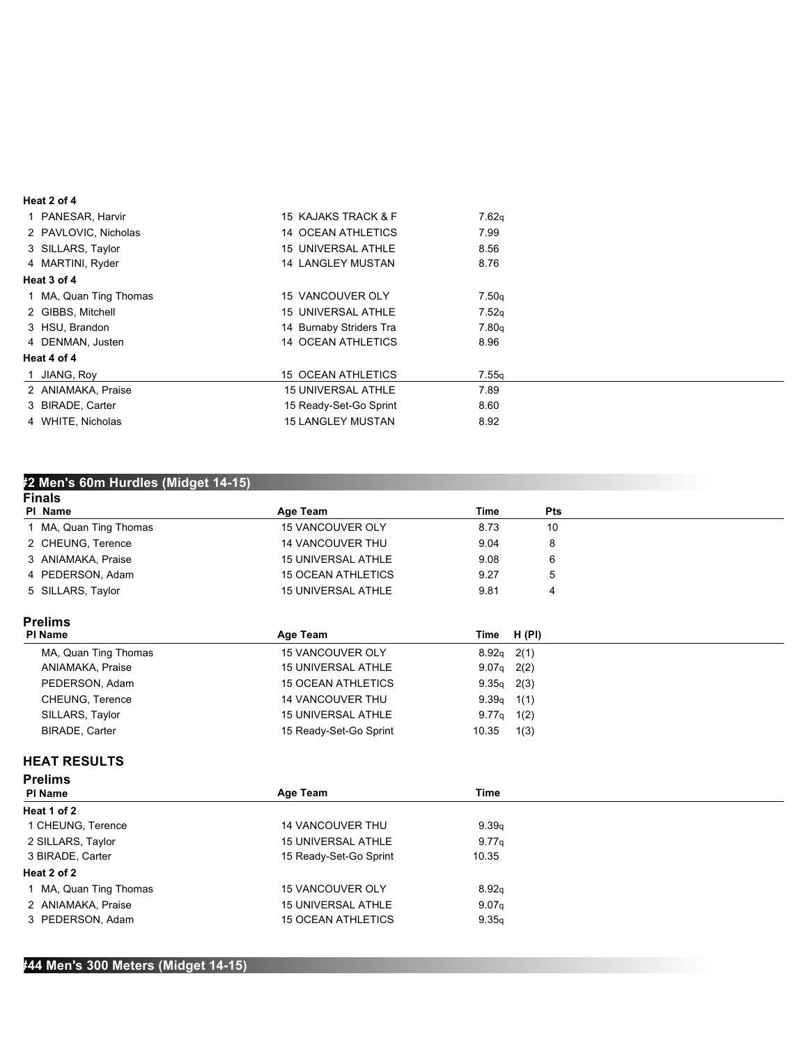**Heat 2 of 4**

| Pl | Name | Age | Team | Time |
|---|---|---|---|---|
| 1 | PANESAR, Harvir | 15 | KAJAKS TRACK & F | 7.62q |
| 2 | PAVLOVIC, Nicholas | 14 | OCEAN ATHLETICS | 7.99 |
| 3 | SILLARS, Taylor | 15 | UNIVERSAL ATHLE | 8.56 |
| 4 | MARTINI, Ryder | 14 | LANGLEY MUSTAN | 8.76 |

**Heat 3 of 4**

| Pl | Name | Age | Team | Time |
|---|---|---|---|---|
| 1 | MA, Quan Ting Thomas | 15 | VANCOUVER OLY | 7.50q |
| 2 | GIBBS, Mitchell | 15 | UNIVERSAL ATHLE | 7.52q |
| 3 | HSU, Brandon | 14 | Burnaby Striders Tra | 7.80q |
| 4 | DENMAN, Justen | 14 | OCEAN ATHLETICS | 8.96 |

**Heat 4 of 4**

| Pl | Name | Age | Team | Time |
|---|---|---|---|---|
| 1 | JIANG, Roy | 15 | OCEAN ATHLETICS | 7.55q |
| 2 | ANIAMAKA, Praise | 15 | UNIVERSAL ATHLE | 7.89 |
| 3 | BIRADE, Carter | 15 | Ready-Set-Go Sprint | 8.60 |
| 4 | WHITE, Nicholas | 15 | LANGLEY MUSTAN | 8.92 |

## #2 Men's 60m Hurdles (Midget 14-15)

### Finals

| Pl | Name | Age | Team | Time | Pts |
|---|---|---|---|---|---|
| 1 | MA, Quan Ting Thomas | 15 | VANCOUVER OLY | 8.73 | 10 |
| 2 | CHEUNG, Terence | 14 | VANCOUVER THU | 9.04 | 8 |
| 3 | ANIAMAKA, Praise | 15 | UNIVERSAL ATHLE | 9.08 | 6 |
| 4 | PEDERSON, Adam | 15 | OCEAN ATHLETICS | 9.27 | 5 |
| 5 | SILLARS, Taylor | 15 | UNIVERSAL ATHLE | 9.81 | 4 |

### Prelims

| Pl | Name | Age | Team | Time | H (Pl) |
|---|---|---|---|---|---|
| | MA, Quan Ting Thomas | 15 | VANCOUVER OLY | 8.92q | 2(1) |
| | ANIAMAKA, Praise | 15 | UNIVERSAL ATHLE | 9.07q | 2(2) |
| | PEDERSON, Adam | 15 | OCEAN ATHLETICS | 9.35q | 2(3) |
| | CHEUNG, Terence | 14 | VANCOUVER THU | 9.39q | 1(1) |
| | SILLARS, Taylor | 15 | UNIVERSAL ATHLE | 9.77q | 1(2) |
| | BIRADE, Carter | 15 | Ready-Set-Go Sprint | 10.35 | 1(3) |

### HEAT RESULTS

### Prelims

**Heat 1 of 2**

| Pl | Name | Age | Team | Time |
|---|---|---|---|---|
| 1 | CHEUNG, Terence | 14 | VANCOUVER THU | 9.39q |
| 2 | SILLARS, Taylor | 15 | UNIVERSAL ATHLE | 9.77q |
| 3 | BIRADE, Carter | 15 | Ready-Set-Go Sprint | 10.35 |

**Heat 2 of 2**

| Pl | Name | Age | Team | Time |
|---|---|---|---|---|
| 1 | MA, Quan Ting Thomas | 15 | VANCOUVER OLY | 8.92q |
| 2 | ANIAMAKA, Praise | 15 | UNIVERSAL ATHLE | 9.07q |
| 3 | PEDERSON, Adam | 15 | OCEAN ATHLETICS | 9.35q |

## #44 Men's 300 Meters (Midget 14-15)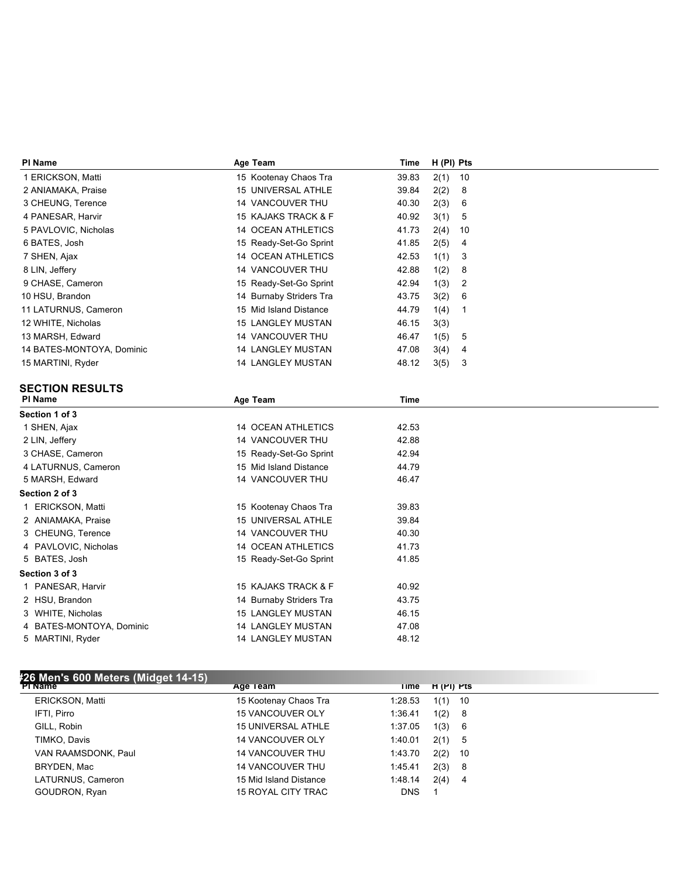| Pl | Name | Age | Team | Time | H (Pl) | Pts |
|---|---|---|---|---|---|---|
| 1 | ERICKSON, Matti | 15 | Kootenay Chaos Tra | 39.83 | 2(1) | 10 |
| 2 | ANIAMAKA, Praise | 15 | UNIVERSAL ATHLE | 39.84 | 2(2) | 8 |
| 3 | CHEUNG, Terence | 14 | VANCOUVER THU | 40.30 | 2(3) | 6 |
| 4 | PANESAR, Harvir | 15 | KAJAKS TRACK & F | 40.92 | 3(1) | 5 |
| 5 | PAVLOVIC, Nicholas | 14 | OCEAN ATHLETICS | 41.73 | 2(4) | 10 |
| 6 | BATES, Josh | 15 | Ready-Set-Go Sprint | 41.85 | 2(5) | 4 |
| 7 | SHEN, Ajax | 14 | OCEAN ATHLETICS | 42.53 | 1(1) | 3 |
| 8 | LIN, Jeffery | 14 | VANCOUVER THU | 42.88 | 1(2) | 8 |
| 9 | CHASE, Cameron | 15 | Ready-Set-Go Sprint | 42.94 | 1(3) | 2 |
| 10 | HSU, Brandon | 14 | Burnaby Striders Tra | 43.75 | 3(2) | 6 |
| 11 | LATURNUS, Cameron | 15 | Mid Island Distance | 44.79 | 1(4) | 1 |
| 12 | WHITE, Nicholas | 15 | LANGLEY MUSTAN | 46.15 | 3(3) | |
| 13 | MARSH, Edward | 14 | VANCOUVER THU | 46.47 | 1(5) | 5 |
| 14 | BATES-MONTOYA, Dominic | 14 | LANGLEY MUSTAN | 47.08 | 3(4) | 4 |
| 15 | MARTINI, Ryder | 14 | LANGLEY MUSTAN | 48.12 | 3(5) | 3 |

## SECTION RESULTS

| Pl | Name | Age | Team | Time |
|---|---|---|---|---|
| **Section 1 of 3** | | | | |
| 1 | SHEN, Ajax | 14 | OCEAN ATHLETICS | 42.53 |
| 2 | LIN, Jeffery | 14 | VANCOUVER THU | 42.88 |
| 3 | CHASE, Cameron | 15 | Ready-Set-Go Sprint | 42.94 |
| 4 | LATURNUS, Cameron | 15 | Mid Island Distance | 44.79 |
| 5 | MARSH, Edward | 14 | VANCOUVER THU | 46.47 |
| **Section 2 of 3** | | | | |
| 1 | ERICKSON, Matti | 15 | Kootenay Chaos Tra | 39.83 |
| 2 | ANIAMAKA, Praise | 15 | UNIVERSAL ATHLE | 39.84 |
| 3 | CHEUNG, Terence | 14 | VANCOUVER THU | 40.30 |
| 4 | PAVLOVIC, Nicholas | 14 | OCEAN ATHLETICS | 41.73 |
| 5 | BATES, Josh | 15 | Ready-Set-Go Sprint | 41.85 |
| **Section 3 of 3** | | | | |
| 1 | PANESAR, Harvir | 15 | KAJAKS TRACK & F | 40.92 |
| 2 | HSU, Brandon | 14 | Burnaby Striders Tra | 43.75 |
| 3 | WHITE, Nicholas | 15 | LANGLEY MUSTAN | 46.15 |
| 4 | BATES-MONTOYA, Dominic | 14 | LANGLEY MUSTAN | 47.08 |
| 5 | MARTINI, Ryder | 14 | LANGLEY MUSTAN | 48.12 |

## #26 Men's 600 Meters (Midget 14-15)

| Pl | Name | Age | Team | Time | H (Pl) | Pts |
|---|---|---|---|---|---|---|
| | ERICKSON, Matti | 15 | Kootenay Chaos Tra | 1:28.53 | 1(1) | 10 |
| | IFTI, Pirro | 15 | VANCOUVER OLY | 1:36.41 | 1(2) | 8 |
| | GILL, Robin | 15 | UNIVERSAL ATHLE | 1:37.05 | 1(3) | 6 |
| | TIMKO, Davis | 14 | VANCOUVER OLY | 1:40.01 | 2(1) | 5 |
| | VAN RAAMSDONK, Paul | 14 | VANCOUVER THU | 1:43.70 | 2(2) | 10 |
| | BRYDEN, Mac | 14 | VANCOUVER THU | 1:45.41 | 2(3) | 8 |
| | LATURNUS, Cameron | 15 | Mid Island Distance | 1:48.14 | 2(4) | 4 |
| | GOUDRON, Ryan | 15 | ROYAL CITY TRAC | DNS | 1 | |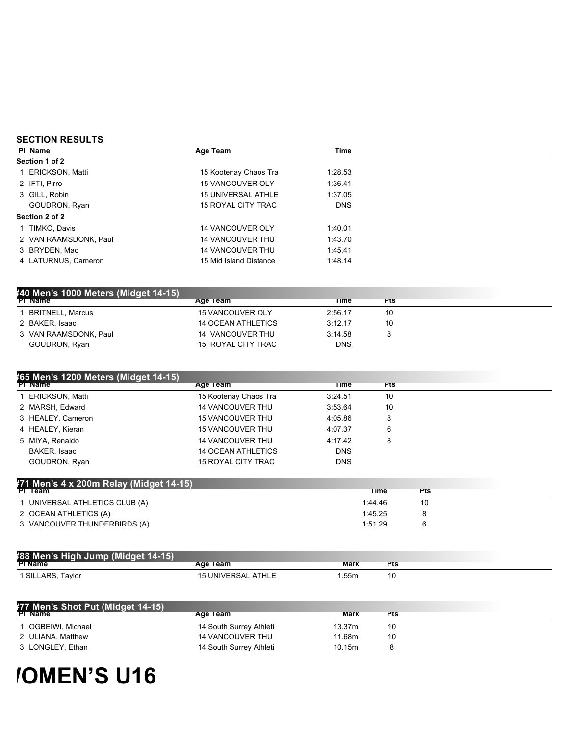**SECTION RESULTS**

| Pl | Name | Age | Team | Time |
|---|---|---|---|---|
| **Section 1 of 2** | | | | |
| 1 | ERICKSON, Matti | 15 | Kootenay Chaos Tra | 1:28.53 |
| 2 | IFTI, Pirro | 15 | VANCOUVER OLY | 1:36.41 |
| 3 | GILL, Robin | 15 | UNIVERSAL ATHLE | 1:37.05 |
| | GOUDRON, Ryan | 15 | ROYAL CITY TRAC | DNS |
| **Section 2 of 2** | | | | |
| 1 | TIMKO, Davis | 14 | VANCOUVER OLY | 1:40.01 |
| 2 | VAN RAAMSDONK, Paul | 14 | VANCOUVER THU | 1:43.70 |
| 3 | BRYDEN, Mac | 14 | VANCOUVER THU | 1:45.41 |
| 4 | LATURNUS, Cameron | 15 | Mid Island Distance | 1:48.14 |

## #40 Men's 1000 Meters (Midget 14-15)

| Pl | Name | Age | Team | Time | Pts |
|---|---|---|---|---|---|
| 1 | BRITNELL, Marcus | 15 | VANCOUVER OLY | 2:56.17 | 10 |
| 2 | BAKER, Isaac | 14 | OCEAN ATHLETICS | 3:12.17 | 10 |
| 3 | VAN RAAMSDONK, Paul | 14 | VANCOUVER THU | 3:14.58 | 8 |
| | GOUDRON, Ryan | 15 | ROYAL CITY TRAC | DNS | |

## #65 Men's 1200 Meters (Midget 14-15)

| Pl | Name | Age | Team | Time | Pts |
|---|---|---|---|---|---|
| 1 | ERICKSON, Matti | 15 | Kootenay Chaos Tra | 3:24.51 | 10 |
| 2 | MARSH, Edward | 14 | VANCOUVER THU | 3:53.64 | 10 |
| 3 | HEALEY, Cameron | 15 | VANCOUVER THU | 4:05.86 | 8 |
| 4 | HEALEY, Kieran | 15 | VANCOUVER THU | 4:07.37 | 6 |
| 5 | MIYA, Renaldo | 14 | VANCOUVER THU | 4:17.42 | 8 |
| | BAKER, Isaac | 14 | OCEAN ATHLETICS | DNS | |
| | GOUDRON, Ryan | 15 | ROYAL CITY TRAC | DNS | |

## #71 Men's 4 x 200m Relay (Midget 14-15)

| Pl | Team | Time | Pts |
|---|---|---|---|
| 1 | UNIVERSAL ATHLETICS CLUB (A) | 1:44.46 | 10 |
| 2 | OCEAN ATHLETICS (A) | 1:45.25 | 8 |
| 3 | VANCOUVER THUNDERBIRDS (A) | 1:51.29 | 6 |

## #88 Men's High Jump (Midget 14-15)

| Pl | Name | Age | Team | Mark | Pts |
|---|---|---|---|---|---|
| 1 | SILLARS, Taylor | 15 | UNIVERSAL ATHLE | 1.55m | 10 |

## #77 Men's Shot Put (Midget 14-15)

| Pl | Name | Age | Team | Mark | Pts |
|---|---|---|---|---|---|
| 1 | OGBEIWI, Michael | 14 | South Surrey Athleti | 13.37m | 10 |
| 2 | ULIANA, Matthew | 14 | VANCOUVER THU | 11.68m | 10 |
| 3 | LONGLEY, Ethan | 14 | South Surrey Athleti | 10.15m | 8 |

# WOMEN'S U16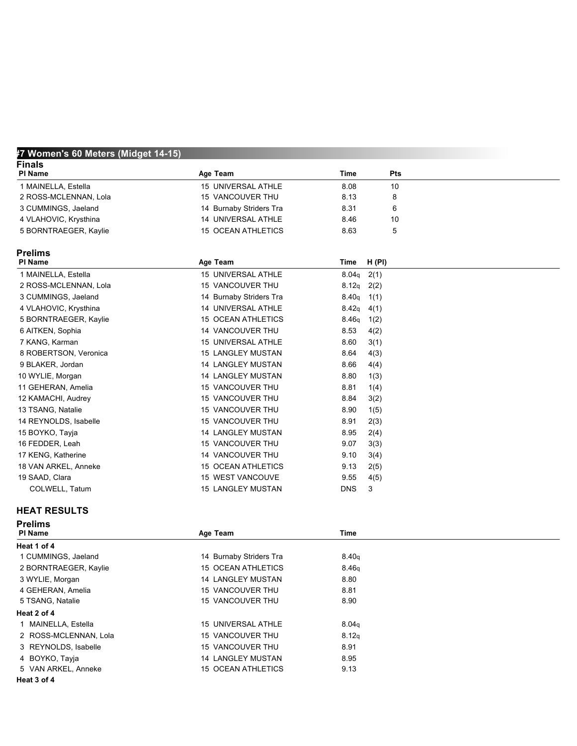## #7 Women's 60 Meters (Midget 14-15)

### Finals

| Pl | Name | Age | Team | Time | Pts |
|---|---|---|---|---|---|
| 1 | MAINELLA, Estella | 15 | UNIVERSAL ATHLE | 8.08 | 10 |
| 2 | ROSS-MCLENNAN, Lola | 15 | VANCOUVER THU | 8.13 | 8 |
| 3 | CUMMINGS, Jaeland | 14 | Burnaby Striders Tra | 8.31 | 6 |
| 4 | VLAHOVIC, Krysthina | 14 | UNIVERSAL ATHLE | 8.46 | 10 |
| 5 | BORNTRAEGER, Kaylie | 15 | OCEAN ATHLETICS | 8.63 | 5 |

### Prelims

| Pl | Name | Age | Team | Time | H (Pl) |
|---|---|---|---|---|---|
| 1 | MAINELLA, Estella | 15 | UNIVERSAL ATHLE | 8.04q | 2(1) |
| 2 | ROSS-MCLENNAN, Lola | 15 | VANCOUVER THU | 8.12q | 2(2) |
| 3 | CUMMINGS, Jaeland | 14 | Burnaby Striders Tra | 8.40q | 1(1) |
| 4 | VLAHOVIC, Krysthina | 14 | UNIVERSAL ATHLE | 8.42q | 4(1) |
| 5 | BORNTRAEGER, Kaylie | 15 | OCEAN ATHLETICS | 8.46q | 1(2) |
| 6 | AITKEN, Sophia | 14 | VANCOUVER THU | 8.53 | 4(2) |
| 7 | KANG, Karman | 15 | UNIVERSAL ATHLE | 8.60 | 3(1) |
| 8 | ROBERTSON, Veronica | 15 | LANGLEY MUSTAN | 8.64 | 4(3) |
| 9 | BLAKER, Jordan | 14 | LANGLEY MUSTAN | 8.66 | 4(4) |
| 10 | WYLIE, Morgan | 14 | LANGLEY MUSTAN | 8.80 | 1(3) |
| 11 | GEHERAN, Amelia | 15 | VANCOUVER THU | 8.81 | 1(4) |
| 12 | KAMACHI, Audrey | 15 | VANCOUVER THU | 8.84 | 3(2) |
| 13 | TSANG, Natalie | 15 | VANCOUVER THU | 8.90 | 1(5) |
| 14 | REYNOLDS, Isabelle | 15 | VANCOUVER THU | 8.91 | 2(3) |
| 15 | BOYKO, Tayja | 14 | LANGLEY MUSTAN | 8.95 | 2(4) |
| 16 | FEDDER, Leah | 15 | VANCOUVER THU | 9.07 | 3(3) |
| 17 | KENG, Katherine | 14 | VANCOUVER THU | 9.10 | 3(4) |
| 18 | VAN ARKEL, Anneke | 15 | OCEAN ATHLETICS | 9.13 | 2(5) |
| 19 | SAAD, Clara | 15 | WEST VANCOUVE | 9.55 | 4(5) |
| | COLWELL, Tatum | 15 | LANGLEY MUSTAN | DNS | 3 |

## HEAT RESULTS

### Prelims

| Pl | Name | Age | Team | Time |
|---|---|---|---|---|
| **Heat 1 of 4** | | | | |
| 1 | CUMMINGS, Jaeland | 14 | Burnaby Striders Tra | 8.40q |
| 2 | BORNTRAEGER, Kaylie | 15 | OCEAN ATHLETICS | 8.46q |
| 3 | WYLIE, Morgan | 14 | LANGLEY MUSTAN | 8.80 |
| 4 | GEHERAN, Amelia | 15 | VANCOUVER THU | 8.81 |
| 5 | TSANG, Natalie | 15 | VANCOUVER THU | 8.90 |
| **Heat 2 of 4** | | | | |
| 1 | MAINELLA, Estella | 15 | UNIVERSAL ATHLE | 8.04q |
| 2 | ROSS-MCLENNAN, Lola | 15 | VANCOUVER THU | 8.12q |
| 3 | REYNOLDS, Isabelle | 15 | VANCOUVER THU | 8.91 |
| 4 | BOYKO, Tayja | 14 | LANGLEY MUSTAN | 8.95 |
| 5 | VAN ARKEL, Anneke | 15 | OCEAN ATHLETICS | 9.13 |
| **Heat 3 of 4** | | | | |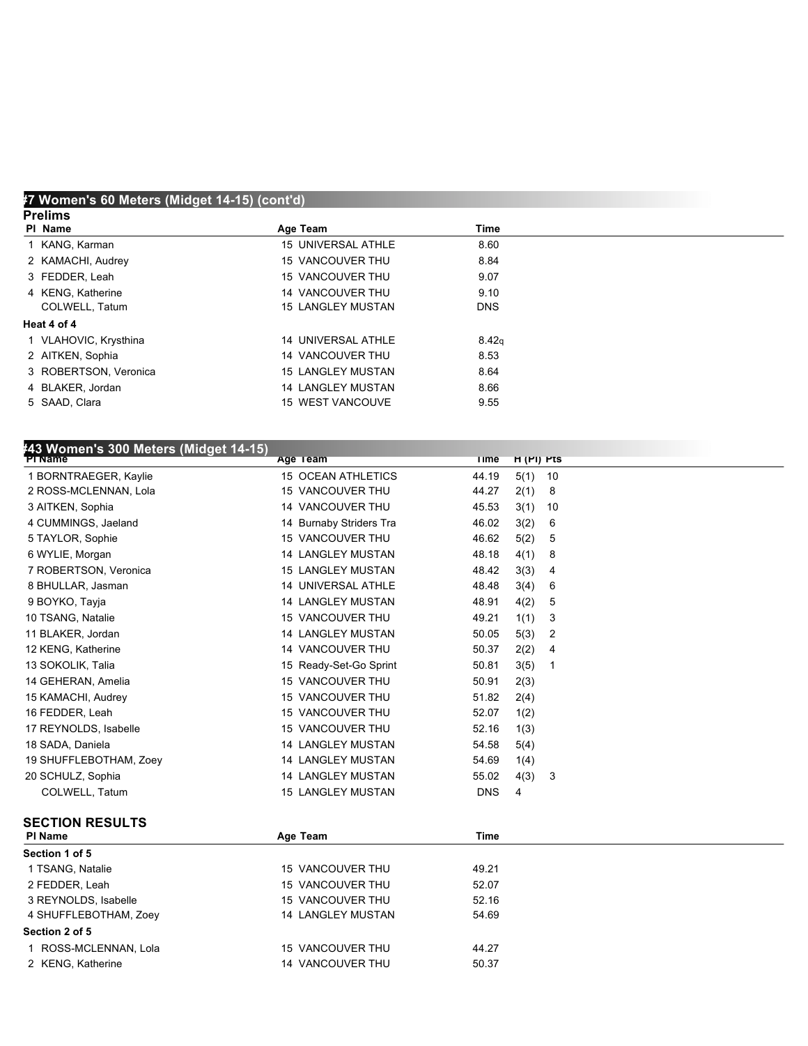## #7 Women's 60 Meters (Midget 14-15) (cont'd)

### Prelims

| Pl | Name | Age | Team | Time |
|---|---|---|---|---|
| 1 | KANG, Karman | 15 | UNIVERSAL ATHLE | 8.60 |
| 2 | KAMACHI, Audrey | 15 | VANCOUVER THU | 8.84 |
| 3 | FEDDER, Leah | 15 | VANCOUVER THU | 9.07 |
| 4 | KENG, Katherine | 14 | VANCOUVER THU | 9.10 |
| | COLWELL, Tatum | 15 | LANGLEY MUSTAN | DNS |
| **Heat 4 of 4** | | | | |
| 1 | VLAHOVIC, Krysthina | 14 | UNIVERSAL ATHLE | 8.42q |
| 2 | AITKEN, Sophia | 14 | VANCOUVER THU | 8.53 |
| 3 | ROBERTSON, Veronica | 15 | LANGLEY MUSTAN | 8.64 |
| 4 | BLAKER, Jordan | 14 | LANGLEY MUSTAN | 8.66 |
| 5 | SAAD, Clara | 15 | WEST VANCOUVE | 9.55 |

## #43 Women's 300 Meters (Midget 14-15)

| Pl | Name | Age | Team | Time | H (Pl) | Pts |
|---|---|---|---|---|---|---|
| 1 | BORNTRAEGER, Kaylie | 15 | OCEAN ATHLETICS | 44.19 | 5(1) | 10 |
| 2 | ROSS-MCLENNAN, Lola | 15 | VANCOUVER THU | 44.27 | 2(1) | 8 |
| 3 | AITKEN, Sophia | 14 | VANCOUVER THU | 45.53 | 3(1) | 10 |
| 4 | CUMMINGS, Jaeland | 14 | Burnaby Striders Tra | 46.02 | 3(2) | 6 |
| 5 | TAYLOR, Sophie | 15 | VANCOUVER THU | 46.62 | 5(2) | 5 |
| 6 | WYLIE, Morgan | 14 | LANGLEY MUSTAN | 48.18 | 4(1) | 8 |
| 7 | ROBERTSON, Veronica | 15 | LANGLEY MUSTAN | 48.42 | 3(3) | 4 |
| 8 | BHULLAR, Jasman | 14 | UNIVERSAL ATHLE | 48.48 | 3(4) | 6 |
| 9 | BOYKO, Tayja | 14 | LANGLEY MUSTAN | 48.91 | 4(2) | 5 |
| 10 | TSANG, Natalie | 15 | VANCOUVER THU | 49.21 | 1(1) | 3 |
| 11 | BLAKER, Jordan | 14 | LANGLEY MUSTAN | 50.05 | 5(3) | 2 |
| 12 | KENG, Katherine | 14 | VANCOUVER THU | 50.37 | 2(2) | 4 |
| 13 | SOKOLIK, Talia | 15 | Ready-Set-Go Sprint | 50.81 | 3(5) | 1 |
| 14 | GEHERAN, Amelia | 15 | VANCOUVER THU | 50.91 | 2(3) | |
| 15 | KAMACHI, Audrey | 15 | VANCOUVER THU | 51.82 | 2(4) | |
| 16 | FEDDER, Leah | 15 | VANCOUVER THU | 52.07 | 1(2) | |
| 17 | REYNOLDS, Isabelle | 15 | VANCOUVER THU | 52.16 | 1(3) | |
| 18 | SADA, Daniela | 14 | LANGLEY MUSTAN | 54.58 | 5(4) | |
| 19 | SHUFFLEBOTHAM, Zoey | 14 | LANGLEY MUSTAN | 54.69 | 1(4) | |
| 20 | SCHULZ, Sophia | 14 | LANGLEY MUSTAN | 55.02 | 4(3) | 3 |
| | COLWELL, Tatum | 15 | LANGLEY MUSTAN | DNS | 4 | |

### SECTION RESULTS

| Pl | Name | Age | Team | Time |
|---|---|---|---|---|
| **Section 1 of 5** | | | | |
| 1 | TSANG, Natalie | 15 | VANCOUVER THU | 49.21 |
| 2 | FEDDER, Leah | 15 | VANCOUVER THU | 52.07 |
| 3 | REYNOLDS, Isabelle | 15 | VANCOUVER THU | 52.16 |
| 4 | SHUFFLEBOTHAM, Zoey | 14 | LANGLEY MUSTAN | 54.69 |
| **Section 2 of 5** | | | | |
| 1 | ROSS-MCLENNAN, Lola | 15 | VANCOUVER THU | 44.27 |
| 2 | KENG, Katherine | 14 | VANCOUVER THU | 50.37 |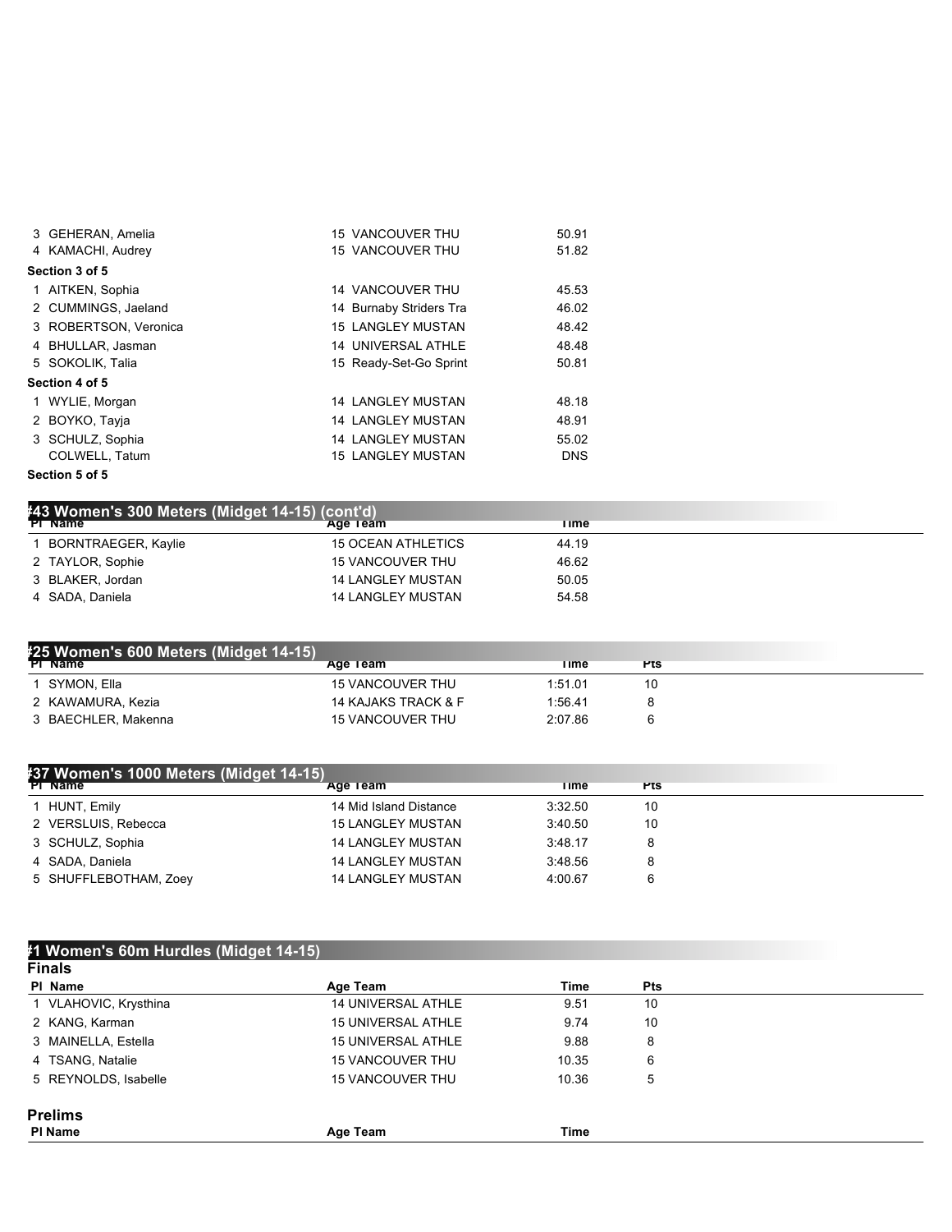| | | | |
|---|---|---|---|
| 3 | GEHERAN, Amelia | 15 VANCOUVER THU | 50.91 |
| 4 | KAMACHI, Audrey | 15 VANCOUVER THU | 51.82 |

**Section 3 of 5**

| | | | |
|---|---|---|---|
| 1 | AITKEN, Sophia | 14 VANCOUVER THU | 45.53 |
| 2 | CUMMINGS, Jaeland | 14 Burnaby Striders Tra | 46.02 |
| 3 | ROBERTSON, Veronica | 15 LANGLEY MUSTAN | 48.42 |
| 4 | BHULLAR, Jasman | 14 UNIVERSAL ATHLE | 48.48 |
| 5 | SOKOLIK, Talia | 15 Ready-Set-Go Sprint | 50.81 |

**Section 4 of 5**

| | | | |
|---|---|---|---|
| 1 | WYLIE, Morgan | 14 LANGLEY MUSTAN | 48.18 |
| 2 | BOYKO, Tayja | 14 LANGLEY MUSTAN | 48.91 |
| 3 | SCHULZ, Sophia | 14 LANGLEY MUSTAN | 55.02 |
| | COLWELL, Tatum | 15 LANGLEY MUSTAN | DNS |

**Section 5 of 5**

## #43 Women's 300 Meters (Midget 14-15) (cont'd)

| Pl | Name | Age Team | Time |
|---|---|---|---|
| 1 | BORNTRAEGER, Kaylie | 15 OCEAN ATHLETICS | 44.19 |
| 2 | TAYLOR, Sophie | 15 VANCOUVER THU | 46.62 |
| 3 | BLAKER, Jordan | 14 LANGLEY MUSTAN | 50.05 |
| 4 | SADA, Daniela | 14 LANGLEY MUSTAN | 54.58 |

## #25 Women's 600 Meters (Midget 14-15)

| Pl | Name | Age Team | Time | Pts |
|---|---|---|---|---|
| 1 | SYMON, Ella | 15 VANCOUVER THU | 1:51.01 | 10 |
| 2 | KAWAMURA, Kezia | 14 KAJAKS TRACK & F | 1:56.41 | 8 |
| 3 | BAECHLER, Makenna | 15 VANCOUVER THU | 2:07.86 | 6 |

## #37 Women's 1000 Meters (Midget 14-15)

| Pl | Name | Age Team | Time | Pts |
|---|---|---|---|---|
| 1 | HUNT, Emily | 14 Mid Island Distance | 3:32.50 | 10 |
| 2 | VERSLUIS, Rebecca | 15 LANGLEY MUSTAN | 3:40.50 | 10 |
| 3 | SCHULZ, Sophia | 14 LANGLEY MUSTAN | 3:48.17 | 8 |
| 4 | SADA, Daniela | 14 LANGLEY MUSTAN | 3:48.56 | 8 |
| 5 | SHUFFLEBOTHAM, Zoey | 14 LANGLEY MUSTAN | 4:00.67 | 6 |

## #1 Women's 60m Hurdles (Midget 14-15)

### Finals

| Pl | Name | Age Team | Time | Pts |
|---|---|---|---|---|
| 1 | VLAHOVIC, Krysthina | 14 UNIVERSAL ATHLE | 9.51 | 10 |
| 2 | KANG, Karman | 15 UNIVERSAL ATHLE | 9.74 | 10 |
| 3 | MAINELLA, Estella | 15 UNIVERSAL ATHLE | 9.88 | 8 |
| 4 | TSANG, Natalie | 15 VANCOUVER THU | 10.35 | 6 |
| 5 | REYNOLDS, Isabelle | 15 VANCOUVER THU | 10.36 | 5 |

### Prelims

| Pl | Name | Age Team | Time |
|---|---|---|---|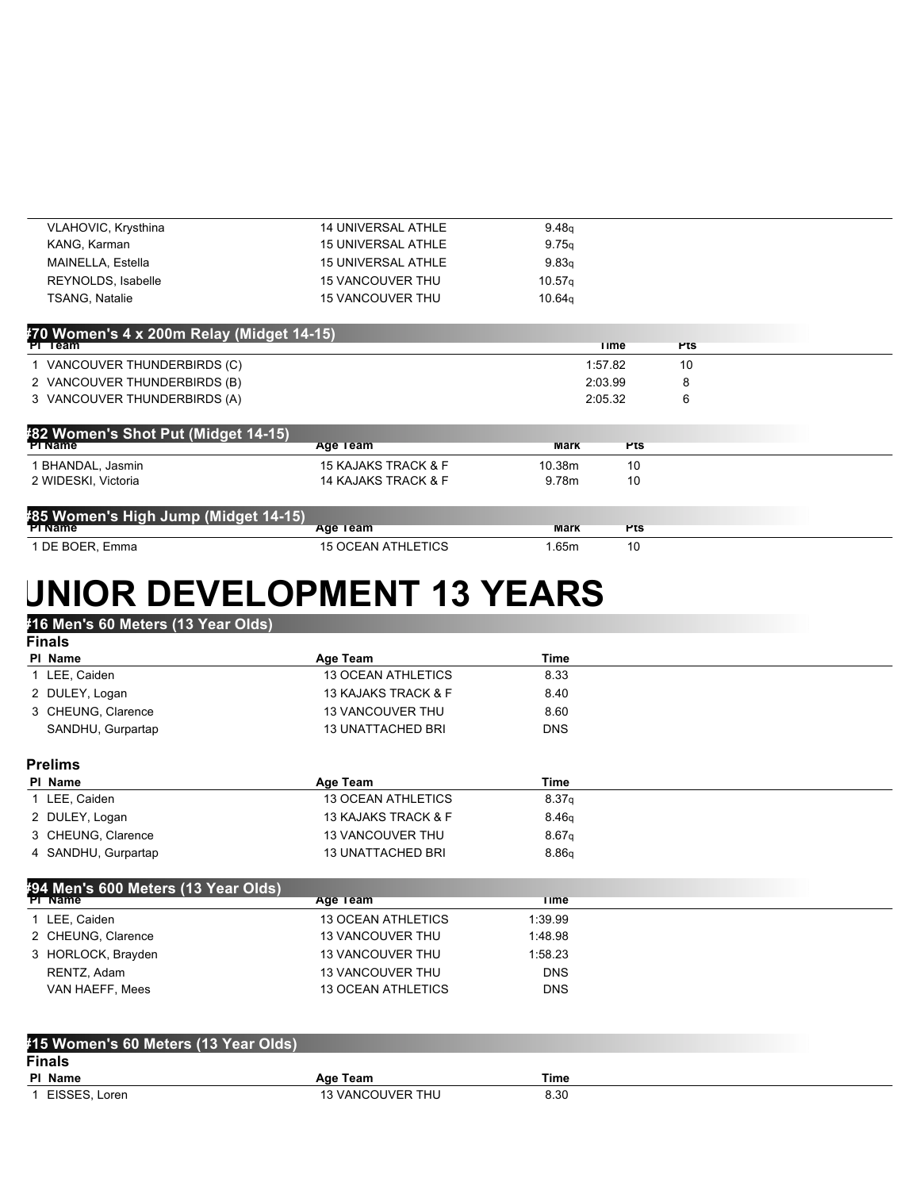| | | |
|---|---|---|
| VLAHOVIC, Krysthina | 14 UNIVERSAL ATHLE | 9.48q |
| KANG, Karman | 15 UNIVERSAL ATHLE | 9.75q |
| MAINELLA, Estella | 15 UNIVERSAL ATHLE | 9.83q |
| REYNOLDS, Isabelle | 15 VANCOUVER THU | 10.57q |
| TSANG, Natalie | 15 VANCOUVER THU | 10.64q |

### #70 Women's 4 x 200m Relay (Midget 14-15)

| Pl | Team | Time | Pts |
|---|---|---|---|
| 1 | VANCOUVER THUNDERBIRDS (C) | 1:57.82 | 10 |
| 2 | VANCOUVER THUNDERBIRDS (B) | 2:03.99 | 8 |
| 3 | VANCOUVER THUNDERBIRDS (A) | 2:05.32 | 6 |

### #82 Women's Shot Put (Midget 14-15)

| Pl | Name | Age | Team | Mark | Pts |
|---|---|---|---|---|---|
| 1 | BHANDAL, Jasmin | 15 | KAJAKS TRACK & F | 10.38m | 10 |
| 2 | WIDESKI, Victoria | 14 | KAJAKS TRACK & F | 9.78m | 10 |

### #85 Women's High Jump (Midget 14-15)

| Pl | Name | Age | Team | Mark | Pts |
|---|---|---|---|---|---|
| 1 | DE BOER, Emma | 15 | OCEAN ATHLETICS | 1.65m | 10 |

# UNIOR DEVELOPMENT 13 YEARS

### #16 Men's 60 Meters (13 Year Olds)

**Finals**

| Pl | Name | Age | Team | Time |
|---|---|---|---|---|
| 1 | LEE, Caiden | 13 | OCEAN ATHLETICS | 8.33 |
| 2 | DULEY, Logan | 13 | KAJAKS TRACK & F | 8.40 |
| 3 | CHEUNG, Clarence | 13 | VANCOUVER THU | 8.60 |
| | SANDHU, Gurpartap | 13 | UNATTACHED BRI | DNS |

**Prelims**

| Pl | Name | Age | Team | Time |
|---|---|---|---|---|
| 1 | LEE, Caiden | 13 | OCEAN ATHLETICS | 8.37q |
| 2 | DULEY, Logan | 13 | KAJAKS TRACK & F | 8.46q |
| 3 | CHEUNG, Clarence | 13 | VANCOUVER THU | 8.67q |
| 4 | SANDHU, Gurpartap | 13 | UNATTACHED BRI | 8.86q |

### #94 Men's 600 Meters (13 Year Olds)

| Pl | Name | Age | Team | Time |
|---|---|---|---|---|
| 1 | LEE, Caiden | 13 | OCEAN ATHLETICS | 1:39.99 |
| 2 | CHEUNG, Clarence | 13 | VANCOUVER THU | 1:48.98 |
| 3 | HORLOCK, Brayden | 13 | VANCOUVER THU | 1:58.23 |
| | RENTZ, Adam | 13 | VANCOUVER THU | DNS |
| | VAN HAEFF, Mees | 13 | OCEAN ATHLETICS | DNS |

### #15 Women's 60 Meters (13 Year Olds)

**Finals**

| Pl | Name | Age | Team | Time |
|---|---|---|---|---|
| 1 | EISSES, Loren | 13 | VANCOUVER THU | 8.30 |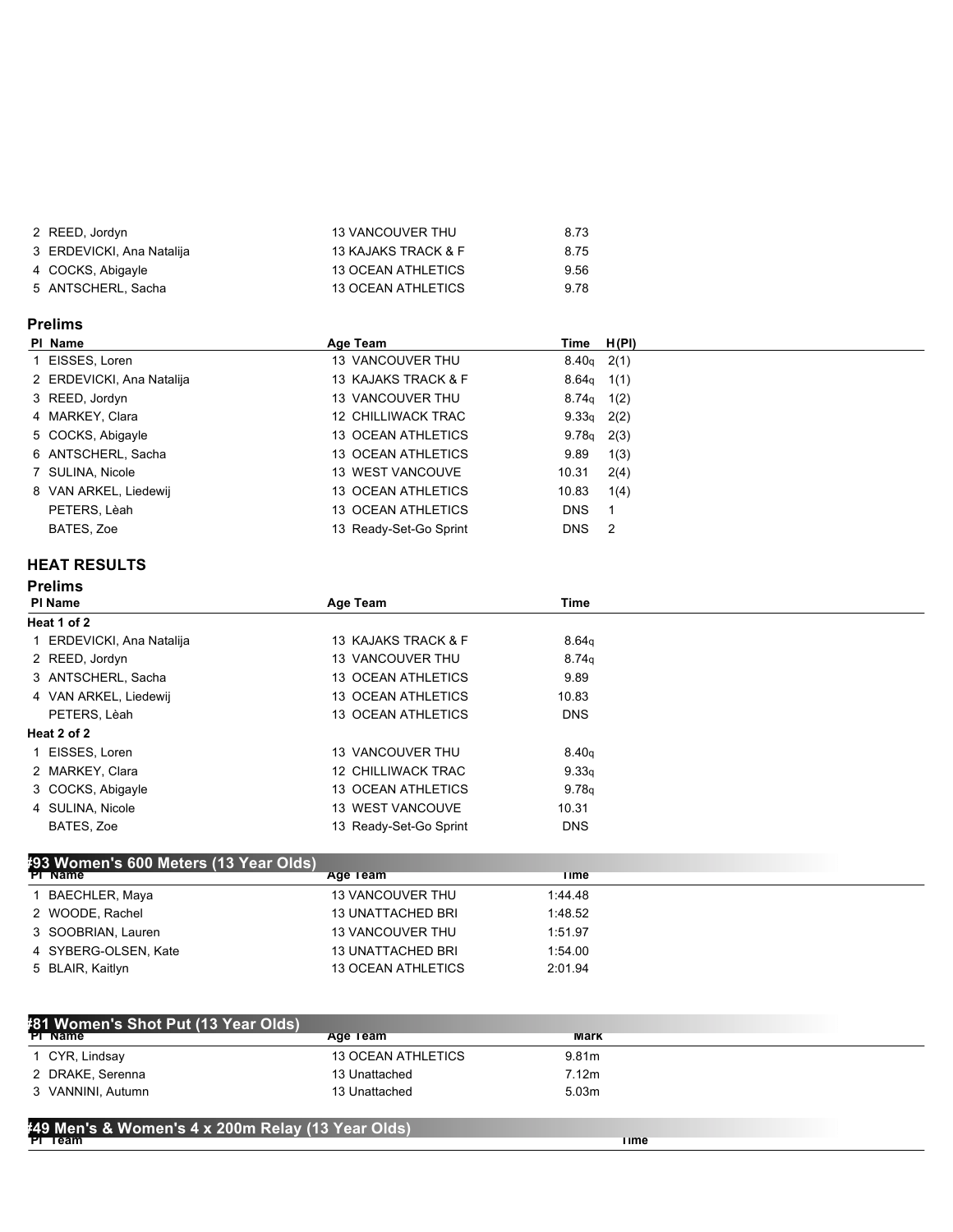| | | | |
|---|---|---|---|
| 2 | REED, Jordyn | 13 VANCOUVER THU | 8.73 |
| 3 | ERDEVICKI, Ana Natalija | 13 KAJAKS TRACK & F | 8.75 |
| 4 | COCKS, Abigayle | 13 OCEAN ATHLETICS | 9.56 |
| 5 | ANTSCHERL, Sacha | 13 OCEAN ATHLETICS | 9.78 |

**Prelims**

| Pl | Name | Age | Team | Time | H(Pl) |
|---|---|---|---|---|---|
| 1 | EISSES, Loren | 13 | VANCOUVER THU | 8.40q | 2(1) |
| 2 | ERDEVICKI, Ana Natalija | 13 | KAJAKS TRACK & F | 8.64q | 1(1) |
| 3 | REED, Jordyn | 13 | VANCOUVER THU | 8.74q | 1(2) |
| 4 | MARKEY, Clara | 12 | CHILLIWACK TRAC | 9.33q | 2(2) |
| 5 | COCKS, Abigayle | 13 | OCEAN ATHLETICS | 9.78q | 2(3) |
| 6 | ANTSCHERL, Sacha | 13 | OCEAN ATHLETICS | 9.89 | 1(3) |
| 7 | SULINA, Nicole | 13 | WEST VANCOUVE | 10.31 | 2(4) |
| 8 | VAN ARKEL, Liedewij | 13 | OCEAN ATHLETICS | 10.83 | 1(4) |
| | PETERS, Lèah | 13 | OCEAN ATHLETICS | DNS | 1 |
| | BATES, Zoe | 13 | Ready-Set-Go Sprint | DNS | 2 |

**HEAT RESULTS**

**Prelims**

| Pl | Name | Age | Team | Time |
|---|---|---|---|---|
| **Heat 1 of 2** | | | | |
| 1 | ERDEVICKI, Ana Natalija | 13 | KAJAKS TRACK & F | 8.64q |
| 2 | REED, Jordyn | 13 | VANCOUVER THU | 8.74q |
| 3 | ANTSCHERL, Sacha | 13 | OCEAN ATHLETICS | 9.89 |
| 4 | VAN ARKEL, Liedewij | 13 | OCEAN ATHLETICS | 10.83 |
| | PETERS, Lèah | 13 | OCEAN ATHLETICS | DNS |
| **Heat 2 of 2** | | | | |
| 1 | EISSES, Loren | 13 | VANCOUVER THU | 8.40q |
| 2 | MARKEY, Clara | 12 | CHILLIWACK TRAC | 9.33q |
| 3 | COCKS, Abigayle | 13 | OCEAN ATHLETICS | 9.78q |
| 4 | SULINA, Nicole | 13 | WEST VANCOUVE | 10.31 |
| | BATES, Zoe | 13 | Ready-Set-Go Sprint | DNS |

## #93 Women's 600 Meters (13 Year Olds)

| Pl | Name | Age | Team | Time |
|---|---|---|---|---|
| 1 | BAECHLER, Maya | 13 | VANCOUVER THU | 1:44.48 |
| 2 | WOODE, Rachel | 13 | UNATTACHED BRI | 1:48.52 |
| 3 | SOOBRIAN, Lauren | 13 | VANCOUVER THU | 1:51.97 |
| 4 | SYBERG-OLSEN, Kate | 13 | UNATTACHED BRI | 1:54.00 |
| 5 | BLAIR, Kaitlyn | 13 | OCEAN ATHLETICS | 2:01.94 |

## #81 Women's Shot Put (13 Year Olds)

| Pl | Name | Age | Team | Mark |
|---|---|---|---|---|
| 1 | CYR, Lindsay | 13 | OCEAN ATHLETICS | 9.81m |
| 2 | DRAKE, Serenna | 13 | Unattached | 7.12m |
| 3 | VANNINI, Autumn | 13 | Unattached | 5.03m |

## #49 Men's & Women's 4 x 200m Relay (13 Year Olds)

| Pl | Team | Time |
|---|---|---|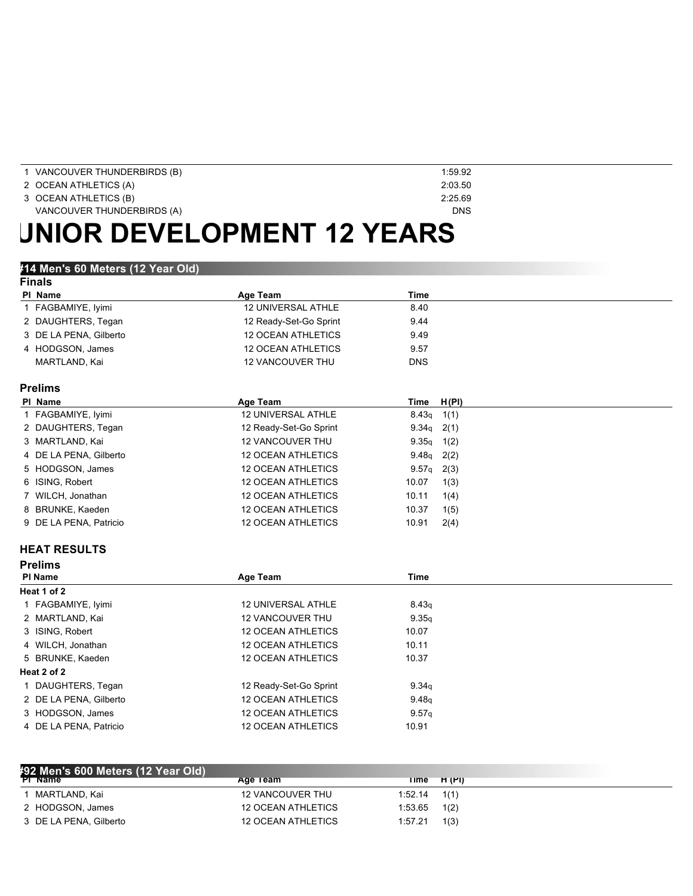| | | |
|---|---|---|
| 1 | VANCOUVER THUNDERBIRDS (B) | 1:59.92 |
| 2 | OCEAN ATHLETICS (A) | 2:03.50 |
| 3 | OCEAN ATHLETICS (B) | 2:25.69 |
| | VANCOUVER THUNDERBIRDS (A) | DNS |

# UNIOR DEVELOPMENT 12 YEARS

## #14 Men's 60 Meters (12 Year Old)

### Finals

| Pl | Name | Age | Team | Time |
|---|---|---|---|---|
| 1 | FAGBAMIYE, Iyimi | 12 | UNIVERSAL ATHLE | 8.40 |
| 2 | DAUGHTERS, Tegan | 12 | Ready-Set-Go Sprint | 9.44 |
| 3 | DE LA PENA, Gilberto | 12 | OCEAN ATHLETICS | 9.49 |
| 4 | HODGSON, James | 12 | OCEAN ATHLETICS | 9.57 |
| | MARTLAND, Kai | 12 | VANCOUVER THU | DNS |

### Prelims

| Pl | Name | Age | Team | Time | H(Pl) |
|---|---|---|---|---|---|
| 1 | FAGBAMIYE, Iyimi | 12 | UNIVERSAL ATHLE | 8.43q | 1(1) |
| 2 | DAUGHTERS, Tegan | 12 | Ready-Set-Go Sprint | 9.34q | 2(1) |
| 3 | MARTLAND, Kai | 12 | VANCOUVER THU | 9.35q | 1(2) |
| 4 | DE LA PENA, Gilberto | 12 | OCEAN ATHLETICS | 9.48q | 2(2) |
| 5 | HODGSON, James | 12 | OCEAN ATHLETICS | 9.57q | 2(3) |
| 6 | ISING, Robert | 12 | OCEAN ATHLETICS | 10.07 | 1(3) |
| 7 | WILCH, Jonathan | 12 | OCEAN ATHLETICS | 10.11 | 1(4) |
| 8 | BRUNKE, Kaeden | 12 | OCEAN ATHLETICS | 10.37 | 1(5) |
| 9 | DE LA PENA, Patricio | 12 | OCEAN ATHLETICS | 10.91 | 2(4) |

### HEAT RESULTS

### Prelims

| Pl | Name | Age | Team | Time |
|---|---|---|---|---|
| **Heat 1 of 2** | | | | |
| 1 | FAGBAMIYE, Iyimi | 12 | UNIVERSAL ATHLE | 8.43q |
| 2 | MARTLAND, Kai | 12 | VANCOUVER THU | 9.35q |
| 3 | ISING, Robert | 12 | OCEAN ATHLETICS | 10.07 |
| 4 | WILCH, Jonathan | 12 | OCEAN ATHLETICS | 10.11 |
| 5 | BRUNKE, Kaeden | 12 | OCEAN ATHLETICS | 10.37 |
| **Heat 2 of 2** | | | | |
| 1 | DAUGHTERS, Tegan | 12 | Ready-Set-Go Sprint | 9.34q |
| 2 | DE LA PENA, Gilberto | 12 | OCEAN ATHLETICS | 9.48q |
| 3 | HODGSON, James | 12 | OCEAN ATHLETICS | 9.57q |
| 4 | DE LA PENA, Patricio | 12 | OCEAN ATHLETICS | 10.91 |

## #92 Men's 600 Meters (12 Year Old)

| Pl | Name | Age | Team | Time | H (Pl) |
|---|---|---|---|---|---|
| 1 | MARTLAND, Kai | 12 | VANCOUVER THU | 1:52.14 | 1(1) |
| 2 | HODGSON, James | 12 | OCEAN ATHLETICS | 1:53.65 | 1(2) |
| 3 | DE LA PENA, Gilberto | 12 | OCEAN ATHLETICS | 1:57.21 | 1(3) |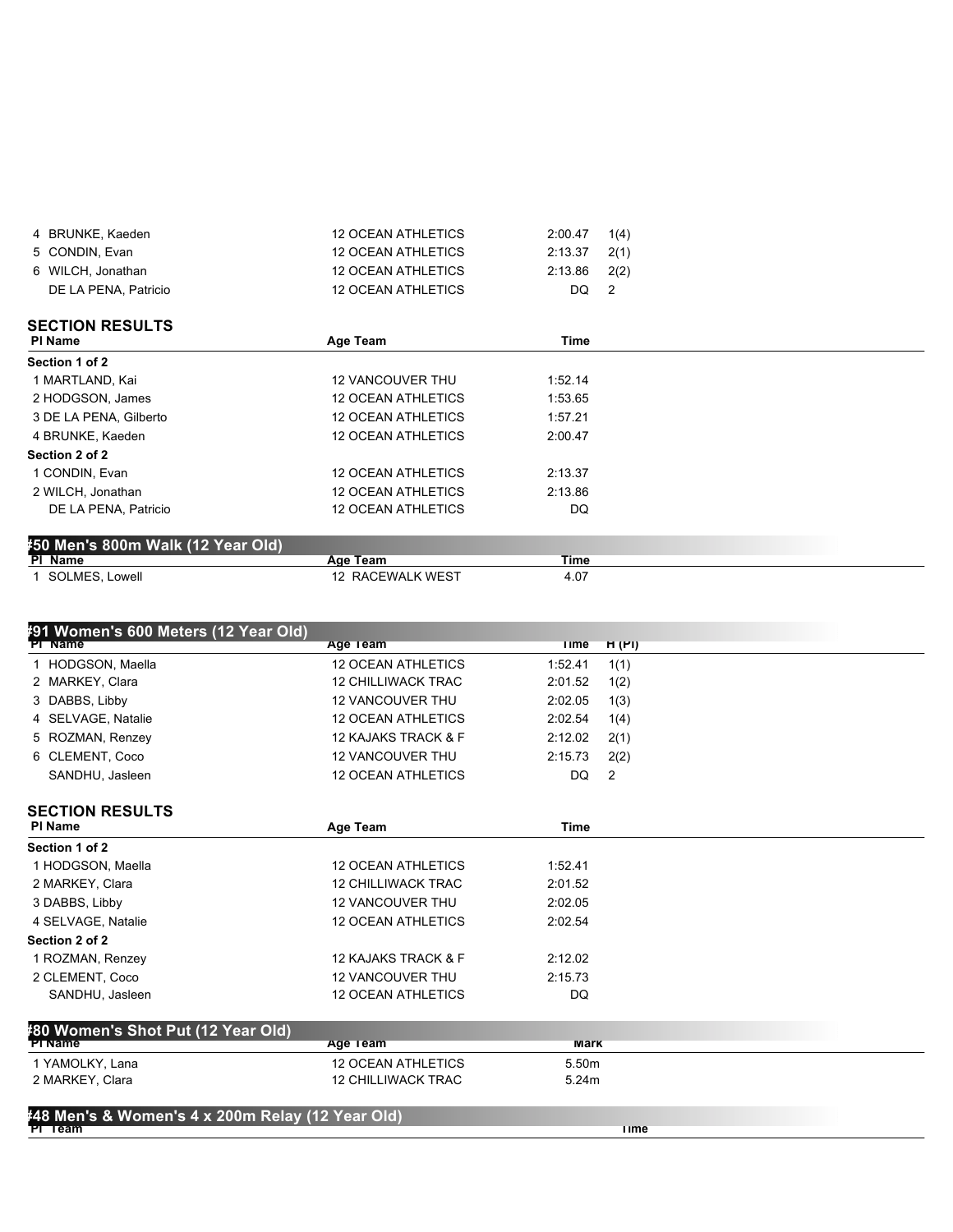| Pl | Name | Age | Team | Time | H (Pl) |
|---|---|---|---|---|---|
| 4 | BRUNKE, Kaeden | 12 | OCEAN ATHLETICS | 2:00.47 | 1(4) |
| 5 | CONDIN, Evan | 12 | OCEAN ATHLETICS | 2:13.37 | 2(1) |
| 6 | WILCH, Jonathan | 12 | OCEAN ATHLETICS | 2:13.86 | 2(2) |
| | DE LA PENA, Patricio | 12 | OCEAN ATHLETICS | DQ | 2 |

**SECTION RESULTS**

| Pl | Name | Age | Team | Time |
|---|---|---|---|---|
| **Section 1 of 2** | | | | |
| 1 | MARTLAND, Kai | 12 | VANCOUVER THU | 1:52.14 |
| 2 | HODGSON, James | 12 | OCEAN ATHLETICS | 1:53.65 |
| 3 | DE LA PENA, Gilberto | 12 | OCEAN ATHLETICS | 1:57.21 |
| 4 | BRUNKE, Kaeden | 12 | OCEAN ATHLETICS | 2:00.47 |
| **Section 2 of 2** | | | | |
| 1 | CONDIN, Evan | 12 | OCEAN ATHLETICS | 2:13.37 |
| 2 | WILCH, Jonathan | 12 | OCEAN ATHLETICS | 2:13.86 |
| | DE LA PENA, Patricio | 12 | OCEAN ATHLETICS | DQ |

## #50 Men's 800m Walk (12 Year Old)

| Pl | Name | Age | Team | Time |
|---|---|---|---|---|
| 1 | SOLMES, Lowell | 12 | RACEWALK WEST | 4.07 |

## #91 Women's 600 Meters (12 Year Old)

| Pl | Name | Age | Team | Time | H (Pl) |
|---|---|---|---|---|---|
| 1 | HODGSON, Maella | 12 | OCEAN ATHLETICS | 1:52.41 | 1(1) |
| 2 | MARKEY, Clara | 12 | CHILLIWACK TRAC | 2:01.52 | 1(2) |
| 3 | DABBS, Libby | 12 | VANCOUVER THU | 2:02.05 | 1(3) |
| 4 | SELVAGE, Natalie | 12 | OCEAN ATHLETICS | 2:02.54 | 1(4) |
| 5 | ROZMAN, Renzey | 12 | KAJAKS TRACK & F | 2:12.02 | 2(1) |
| 6 | CLEMENT, Coco | 12 | VANCOUVER THU | 2:15.73 | 2(2) |
| | SANDHU, Jasleen | 12 | OCEAN ATHLETICS | DQ | 2 |

**SECTION RESULTS**

| Pl | Name | Age | Team | Time |
|---|---|---|---|---|
| **Section 1 of 2** | | | | |
| 1 | HODGSON, Maella | 12 | OCEAN ATHLETICS | 1:52.41 |
| 2 | MARKEY, Clara | 12 | CHILLIWACK TRAC | 2:01.52 |
| 3 | DABBS, Libby | 12 | VANCOUVER THU | 2:02.05 |
| 4 | SELVAGE, Natalie | 12 | OCEAN ATHLETICS | 2:02.54 |
| **Section 2 of 2** | | | | |
| 1 | ROZMAN, Renzey | 12 | KAJAKS TRACK & F | 2:12.02 |
| 2 | CLEMENT, Coco | 12 | VANCOUVER THU | 2:15.73 |
| | SANDHU, Jasleen | 12 | OCEAN ATHLETICS | DQ |

## #80 Women's Shot Put (12 Year Old)

| Pl | Name | Age | Team | Mark |
|---|---|---|---|---|
| 1 | YAMOLKY, Lana | 12 | OCEAN ATHLETICS | 5.50m |
| 2 | MARKEY, Clara | 12 | CHILLIWACK TRAC | 5.24m |

## #48 Men's & Women's 4 x 200m Relay (12 Year Old)

| Pl | Team | Time |
|---|---|---|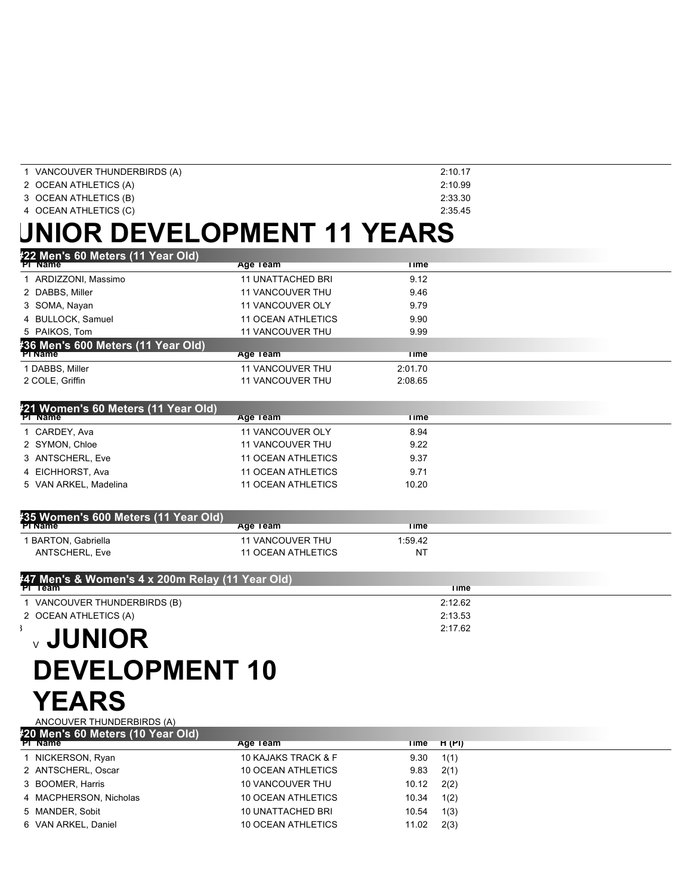| | | |
|---|---|---|
| 1 | VANCOUVER THUNDERBIRDS (A) | 2:10.17 |
| 2 | OCEAN ATHLETICS (A) | 2:10.99 |
| 3 | OCEAN ATHLETICS (B) | 2:33.30 |
| 4 | OCEAN ATHLETICS (C) | 2:35.45 |

# JUNIOR DEVELOPMENT 11 YEARS

## #22 Men's 60 Meters (11 Year Old)

| Pl | Name | Age | Team | Time |
|---|---|---|---|---|
| 1 | ARDIZZONI, Massimo | 11 | UNATTACHED BRI | 9.12 |
| 2 | DABBS, Miller | 11 | VANCOUVER THU | 9.46 |
| 3 | SOMA, Nayan | 11 | VANCOUVER OLY | 9.79 |
| 4 | BULLOCK, Samuel | 11 | OCEAN ATHLETICS | 9.90 |
| 5 | PAIKOS, Tom | 11 | VANCOUVER THU | 9.99 |

## #36 Men's 600 Meters (11 Year Old)

| Pl | Name | Age | Team | Time |
|---|---|---|---|---|
| 1 | DABBS, Miller | 11 | VANCOUVER THU | 2:01.70 |
| 2 | COLE, Griffin | 11 | VANCOUVER THU | 2:08.65 |

## #21 Women's 60 Meters (11 Year Old)

| Pl | Name | Age | Team | Time |
|---|---|---|---|---|
| 1 | CARDEY, Ava | 11 | VANCOUVER OLY | 8.94 |
| 2 | SYMON, Chloe | 11 | VANCOUVER THU | 9.22 |
| 3 | ANTSCHERL, Eve | 11 | OCEAN ATHLETICS | 9.37 |
| 4 | EICHHORST, Ava | 11 | OCEAN ATHLETICS | 9.71 |
| 5 | VAN ARKEL, Madelina | 11 | OCEAN ATHLETICS | 10.20 |

## #35 Women's 600 Meters (11 Year Old)

| Pl | Name | Age | Team | Time |
|---|---|---|---|---|
| 1 | BARTON, Gabriella | 11 | VANCOUVER THU | 1:59.42 |
| | ANTSCHERL, Eve | 11 | OCEAN ATHLETICS | NT |

## #47 Men's & Women's 4 x 200m Relay (11 Year Old)

| Pl | Team | Time |
|---|---|---|
| 1 | VANCOUVER THUNDERBIRDS (B) | 2:12.62 |
| 2 | OCEAN ATHLETICS (A) | 2:13.53 |
| 3 | VANCOUVER THUNDERBIRDS (A) | 2:17.62 |

# JUNIOR DEVELOPMENT 10 YEARS

## #20 Men's 60 Meters (10 Year Old)

| Pl | Name | Age | Team | Time | H (Pl) |
|---|---|---|---|---|---|
| 1 | NICKERSON, Ryan | 10 | KAJAKS TRACK & F | 9.30 | 1(1) |
| 2 | ANTSCHERL, Oscar | 10 | OCEAN ATHLETICS | 9.83 | 2(1) |
| 3 | BOOMER, Harris | 10 | VANCOUVER THU | 10.12 | 2(2) |
| 4 | MACPHERSON, Nicholas | 10 | OCEAN ATHLETICS | 10.34 | 1(2) |
| 5 | MANDER, Sobit | 10 | UNATTACHED BRI | 10.54 | 1(3) |
| 6 | VAN ARKEL, Daniel | 10 | OCEAN ATHLETICS | 11.02 | 2(3) |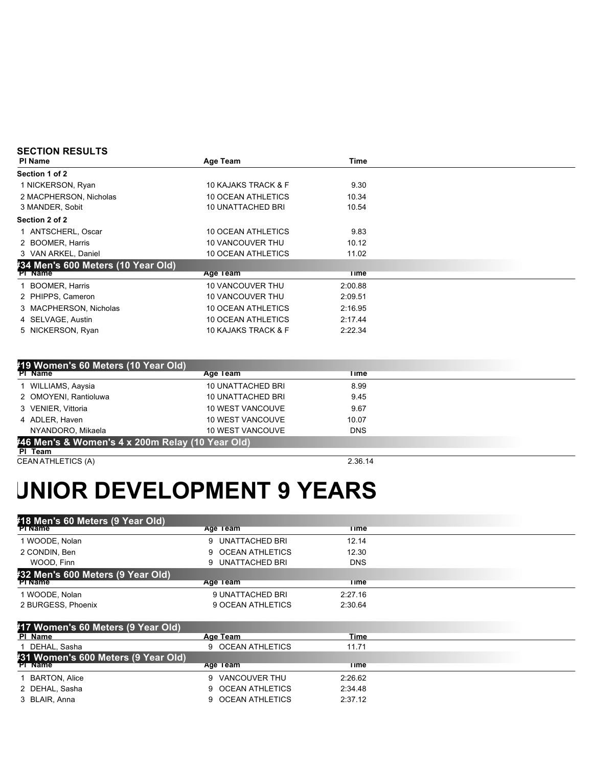### SECTION RESULTS

| Pl Name | Age Team | Time |
|---|---|---|
| **Section 1 of 2** | | |
| 1 NICKERSON, Ryan | 10 KAJAKS TRACK & F | 9.30 |
| 2 MACPHERSON, Nicholas | 10 OCEAN ATHLETICS | 10.34 |
| 3 MANDER, Sobit | 10 UNATTACHED BRI | 10.54 |
| **Section 2 of 2** | | |
| 1 ANTSCHERL, Oscar | 10 OCEAN ATHLETICS | 9.83 |
| 2 BOOMER, Harris | 10 VANCOUVER THU | 10.12 |
| 3 VAN ARKEL, Daniel | 10 OCEAN ATHLETICS | 11.02 |

### #34 Men's 600 Meters (10 Year Old)

| Pl Name | Age Team | Time |
|---|---|---|
| 1 BOOMER, Harris | 10 VANCOUVER THU | 2:00.88 |
| 2 PHIPPS, Cameron | 10 VANCOUVER THU | 2:09.51 |
| 3 MACPHERSON, Nicholas | 10 OCEAN ATHLETICS | 2:16.95 |
| 4 SELVAGE, Austin | 10 OCEAN ATHLETICS | 2:17.44 |
| 5 NICKERSON, Ryan | 10 KAJAKS TRACK & F | 2:22.34 |

### #19 Women's 60 Meters (10 Year Old)

| Pl Name | Age Team | Time |
|---|---|---|
| 1 WILLIAMS, Aaysia | 10 UNATTACHED BRI | 8.99 |
| 2 OMOYENI, Rantioluwa | 10 UNATTACHED BRI | 9.45 |
| 3 VENIER, Vittoria | 10 WEST VANCOUVE | 9.67 |
| 4 ADLER, Haven | 10 WEST VANCOUVE | 10.07 |
| NYANDORO, Mikaela | 10 WEST VANCOUVE | DNS |

### #46 Men's & Women's 4 x 200m Relay (10 Year Old)

| Pl Team | Time |
|---|---|
| CEAN ATHLETICS (A) | 2.36.14 |

# UNIOR DEVELOPMENT 9 YEARS

### #18 Men's 60 Meters (9 Year Old)

| Pl Name | Age Team | Time |
|---|---|---|
| 1 WOODE, Nolan | 9 UNATTACHED BRI | 12.14 |
| 2 CONDIN, Ben | 9 OCEAN ATHLETICS | 12.30 |
| WOOD, Finn | 9 UNATTACHED BRI | DNS |

### #32 Men's 600 Meters (9 Year Old)

| Pl Name | Age Team | Time |
|---|---|---|
| 1 WOODE, Nolan | 9 UNATTACHED BRI | 2:27.16 |
| 2 BURGESS, Phoenix | 9 OCEAN ATHLETICS | 2:30.64 |

### #17 Women's 60 Meters (9 Year Old)

| Pl Name | Age Team | Time |
|---|---|---|
| 1 DEHAL, Sasha | 9 OCEAN ATHLETICS | 11.71 |

### #31 Women's 600 Meters (9 Year Old)

| Pl Name | Age Team | Time |
|---|---|---|
| 1 BARTON, Alice | 9 VANCOUVER THU | 2:26.62 |
| 2 DEHAL, Sasha | 9 OCEAN ATHLETICS | 2:34.48 |
| 3 BLAIR, Anna | 9 OCEAN ATHLETICS | 2:37.12 |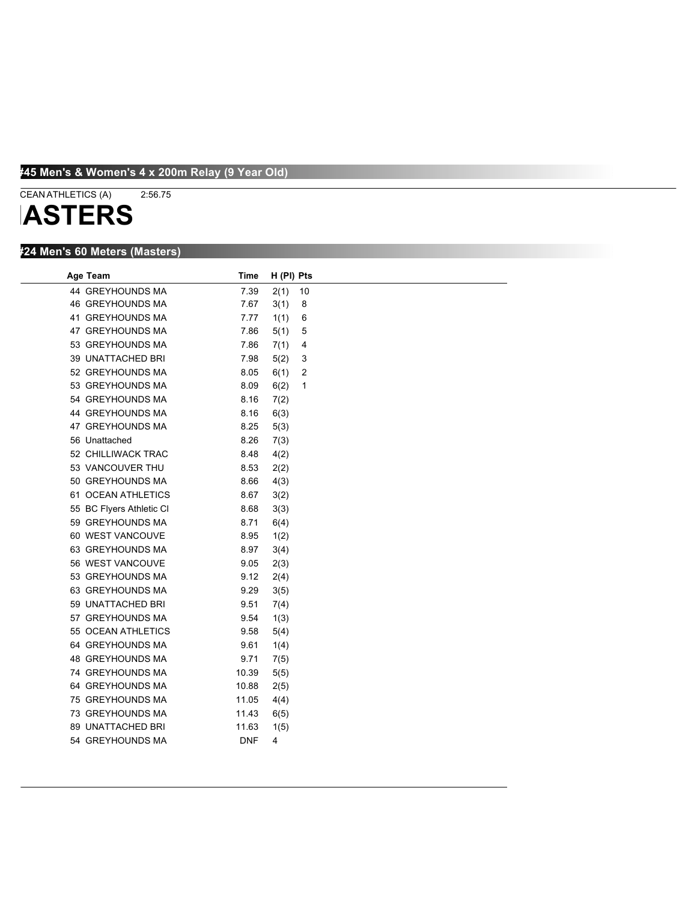## #45 Men's & Women's 4 x 200m Relay (9 Year Old)

CEAN ATHLETICS (A) 2:56.75

# ASTERS

## #24 Men's 60 Meters (Masters)

| Age | Team | Time | H (Pl) | Pts |
|---|---|---|---|---|
| 44 | GREYHOUNDS MA | 7.39 | 2(1) | 10 |
| 46 | GREYHOUNDS MA | 7.67 | 3(1) | 8 |
| 41 | GREYHOUNDS MA | 7.77 | 1(1) | 6 |
| 47 | GREYHOUNDS MA | 7.86 | 5(1) | 5 |
| 53 | GREYHOUNDS MA | 7.86 | 7(1) | 4 |
| 39 | UNATTACHED BRI | 7.98 | 5(2) | 3 |
| 52 | GREYHOUNDS MA | 8.05 | 6(1) | 2 |
| 53 | GREYHOUNDS MA | 8.09 | 6(2) | 1 |
| 54 | GREYHOUNDS MA | 8.16 | 7(2) | |
| 44 | GREYHOUNDS MA | 8.16 | 6(3) | |
| 47 | GREYHOUNDS MA | 8.25 | 5(3) | |
| 56 | Unattached | 8.26 | 7(3) | |
| 52 | CHILLIWACK TRAC | 8.48 | 4(2) | |
| 53 | VANCOUVER THU | 8.53 | 2(2) | |
| 50 | GREYHOUNDS MA | 8.66 | 4(3) | |
| 61 | OCEAN ATHLETICS | 8.67 | 3(2) | |
| 55 | BC Flyers Athletic Cl | 8.68 | 3(3) | |
| 59 | GREYHOUNDS MA | 8.71 | 6(4) | |
| 60 | WEST VANCOUVE | 8.95 | 1(2) | |
| 63 | GREYHOUNDS MA | 8.97 | 3(4) | |
| 56 | WEST VANCOUVE | 9.05 | 2(3) | |
| 53 | GREYHOUNDS MA | 9.12 | 2(4) | |
| 63 | GREYHOUNDS MA | 9.29 | 3(5) | |
| 59 | UNATTACHED BRI | 9.51 | 7(4) | |
| 57 | GREYHOUNDS MA | 9.54 | 1(3) | |
| 55 | OCEAN ATHLETICS | 9.58 | 5(4) | |
| 64 | GREYHOUNDS MA | 9.61 | 1(4) | |
| 48 | GREYHOUNDS MA | 9.71 | 7(5) | |
| 74 | GREYHOUNDS MA | 10.39 | 5(5) | |
| 64 | GREYHOUNDS MA | 10.88 | 2(5) | |
| 75 | GREYHOUNDS MA | 11.05 | 4(4) | |
| 73 | GREYHOUNDS MA | 11.43 | 6(5) | |
| 89 | UNATTACHED BRI | 11.63 | 1(5) | |
| 54 | GREYHOUNDS MA | DNF | 4 | |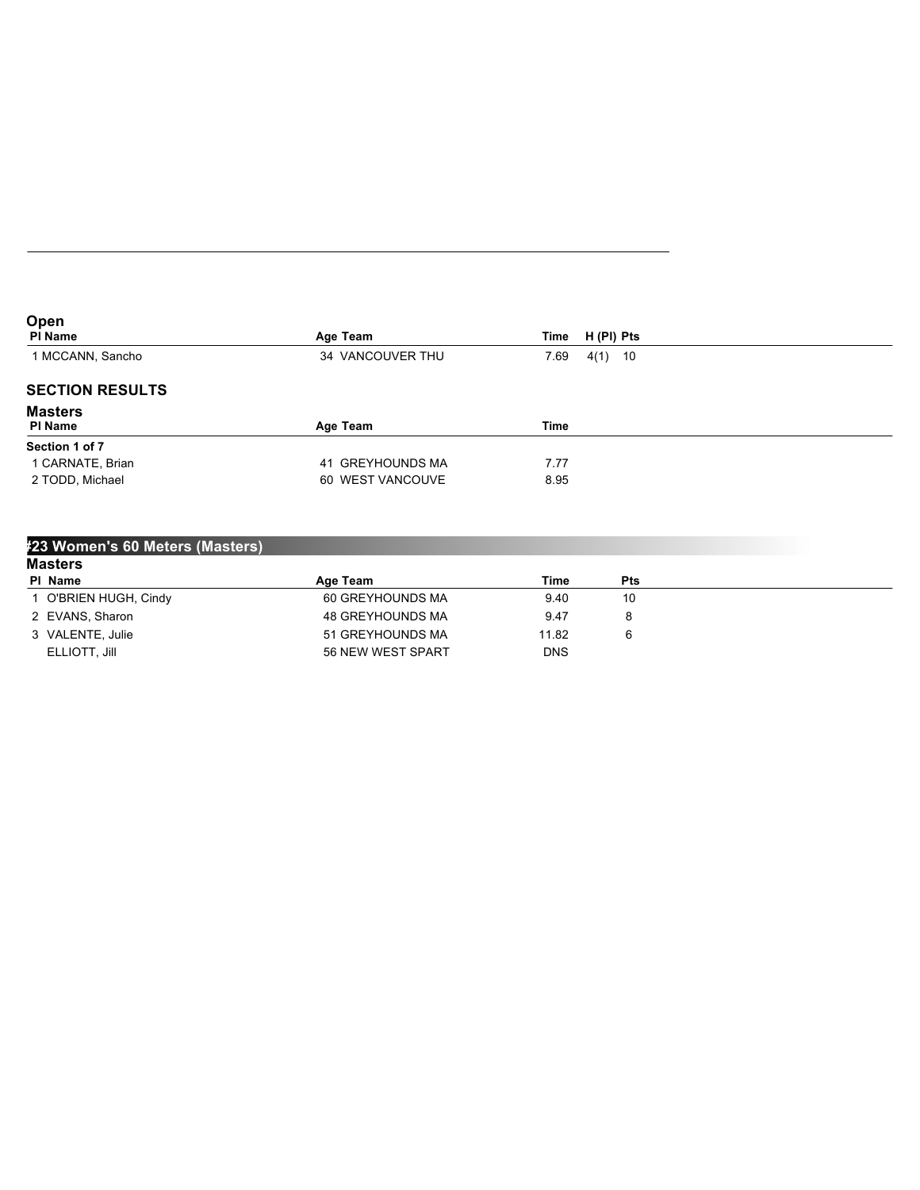### Open

| Pl | Name | Age | Team | Time | H (Pl) | Pts |
|---|---|---|---|---|---|---|
| 1 | MCCANN, Sancho | 34 | VANCOUVER THU | 7.69 | 4(1) | 10 |

### SECTION RESULTS

### Masters

| Pl | Name | Age | Team | Time |
|---|---|---|---|---|
| **Section 1 of 7** | | | | |
| 1 | CARNATE, Brian | 41 | GREYHOUNDS MA | 7.77 |
| 2 | TODD, Michael | 60 | WEST VANCOUVE | 8.95 |

## #23 Women's 60 Meters (Masters)

### Masters

| Pl | Name | Age | Team | Time | Pts |
|---|---|---|---|---|---|
| 1 | O'BRIEN HUGH, Cindy | 60 | GREYHOUNDS MA | 9.40 | 10 |
| 2 | EVANS, Sharon | 48 | GREYHOUNDS MA | 9.47 | 8 |
| 3 | VALENTE, Julie | 51 | GREYHOUNDS MA | 11.82 | 6 |
| | ELLIOTT, Jill | 56 | NEW WEST SPART | DNS | |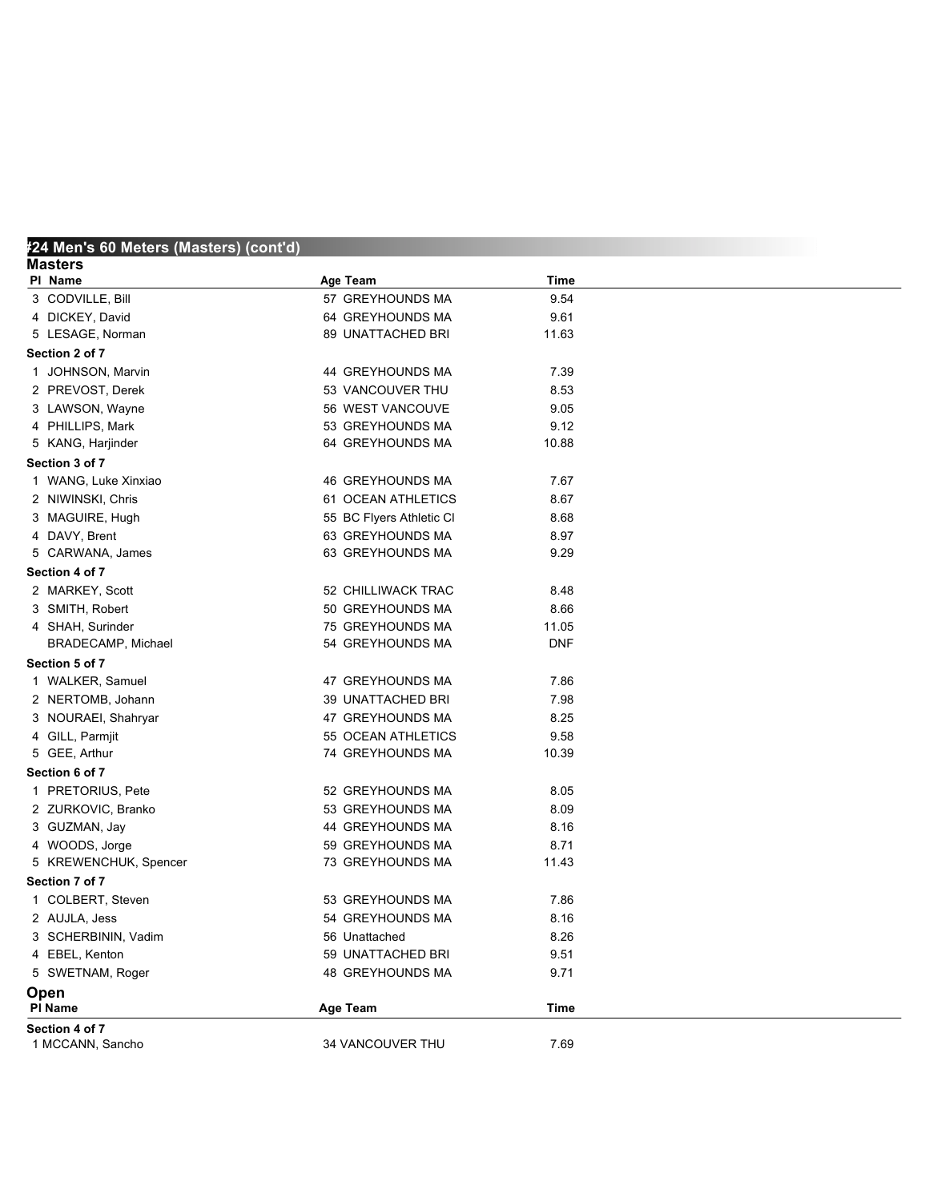## #24 Men's 60 Meters (Masters) (cont'd)

### Masters

| Pl | Name | Age | Team | Time |
|---|---|---|---|---|
| 3 | CODVILLE, Bill | 57 | GREYHOUNDS MA | 9.54 |
| 4 | DICKEY, David | 64 | GREYHOUNDS MA | 9.61 |
| 5 | LESAGE, Norman | 89 | UNATTACHED BRI | 11.63 |
| **Section 2 of 7** | | | | |
| 1 | JOHNSON, Marvin | 44 | GREYHOUNDS MA | 7.39 |
| 2 | PREVOST, Derek | 53 | VANCOUVER THU | 8.53 |
| 3 | LAWSON, Wayne | 56 | WEST VANCOUVE | 9.05 |
| 4 | PHILLIPS, Mark | 53 | GREYHOUNDS MA | 9.12 |
| 5 | KANG, Harjinder | 64 | GREYHOUNDS MA | 10.88 |
| **Section 3 of 7** | | | | |
| 1 | WANG, Luke Xinxiao | 46 | GREYHOUNDS MA | 7.67 |
| 2 | NIWINSKI, Chris | 61 | OCEAN ATHLETICS | 8.67 |
| 3 | MAGUIRE, Hugh | 55 | BC Flyers Athletic Cl | 8.68 |
| 4 | DAVY, Brent | 63 | GREYHOUNDS MA | 8.97 |
| 5 | CARWANA, James | 63 | GREYHOUNDS MA | 9.29 |
| **Section 4 of 7** | | | | |
| 2 | MARKEY, Scott | 52 | CHILLIWACK TRAC | 8.48 |
| 3 | SMITH, Robert | 50 | GREYHOUNDS MA | 8.66 |
| 4 | SHAH, Surinder | 75 | GREYHOUNDS MA | 11.05 |
| | BRADECAMP, Michael | 54 | GREYHOUNDS MA | DNF |
| **Section 5 of 7** | | | | |
| 1 | WALKER, Samuel | 47 | GREYHOUNDS MA | 7.86 |
| 2 | NERTOMB, Johann | 39 | UNATTACHED BRI | 7.98 |
| 3 | NOURAEI, Shahryar | 47 | GREYHOUNDS MA | 8.25 |
| 4 | GILL, Parmjit | 55 | OCEAN ATHLETICS | 9.58 |
| 5 | GEE, Arthur | 74 | GREYHOUNDS MA | 10.39 |
| **Section 6 of 7** | | | | |
| 1 | PRETORIUS, Pete | 52 | GREYHOUNDS MA | 8.05 |
| 2 | ZURKOVIC, Branko | 53 | GREYHOUNDS MA | 8.09 |
| 3 | GUZMAN, Jay | 44 | GREYHOUNDS MA | 8.16 |
| 4 | WOODS, Jorge | 59 | GREYHOUNDS MA | 8.71 |
| 5 | KREWENCHUK, Spencer | 73 | GREYHOUNDS MA | 11.43 |
| **Section 7 of 7** | | | | |
| 1 | COLBERT, Steven | 53 | GREYHOUNDS MA | 7.86 |
| 2 | AUJLA, Jess | 54 | GREYHOUNDS MA | 8.16 |
| 3 | SCHERBININ, Vadim | 56 | Unattached | 8.26 |
| 4 | EBEL, Kenton | 59 | UNATTACHED BRI | 9.51 |
| 5 | SWETNAM, Roger | 48 | GREYHOUNDS MA | 9.71 |

### Open

| Pl | Name | Age | Team | Time |
|---|---|---|---|---|
| **Section 4 of 7** | | | | |
| 1 | MCCANN, Sancho | 34 | VANCOUVER THU | 7.69 |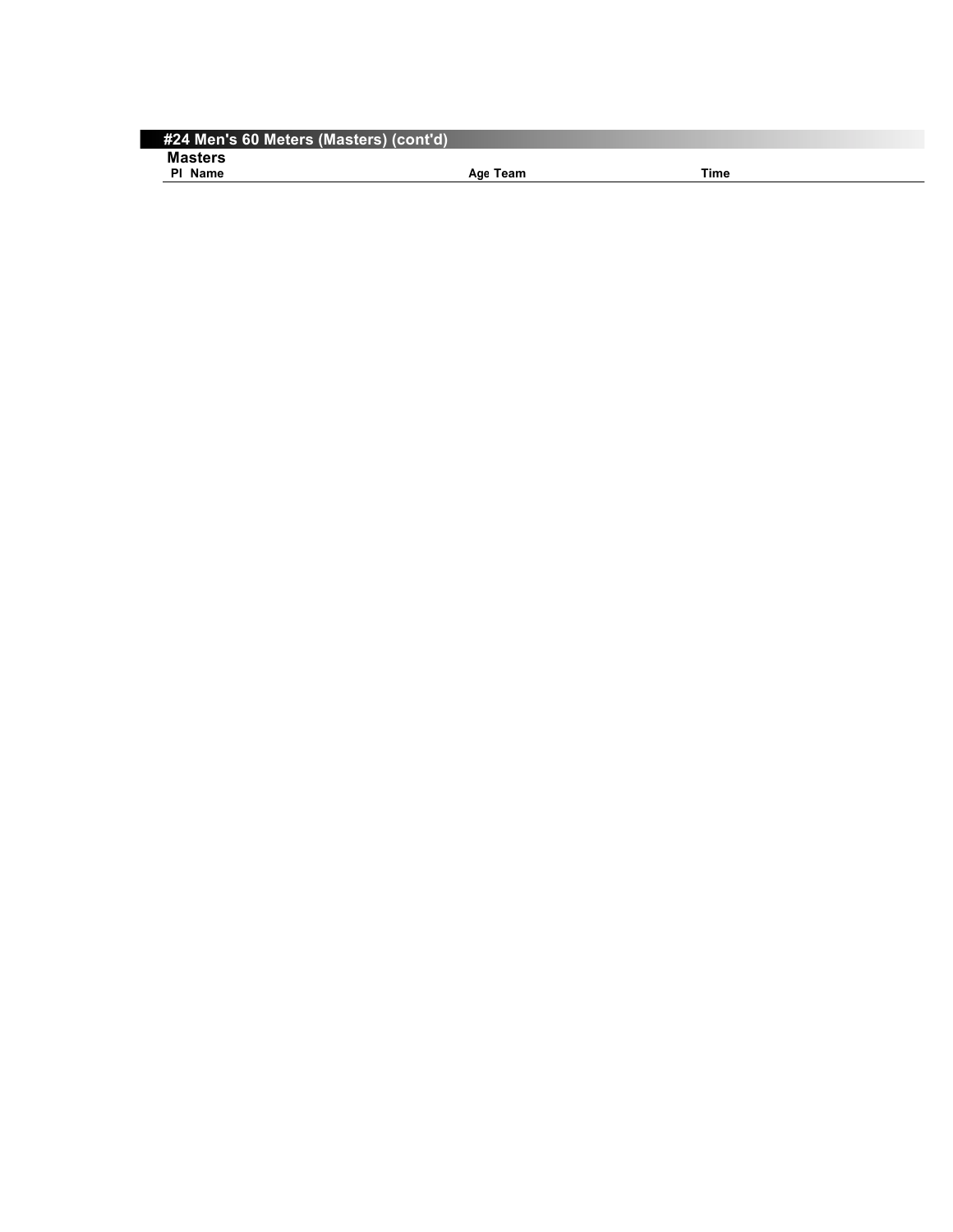## #24 Men's 60 Meters (Masters) (cont'd)

### Masters

| Pl | Name | Age | Team | Time |
|---|---|---|---|---|